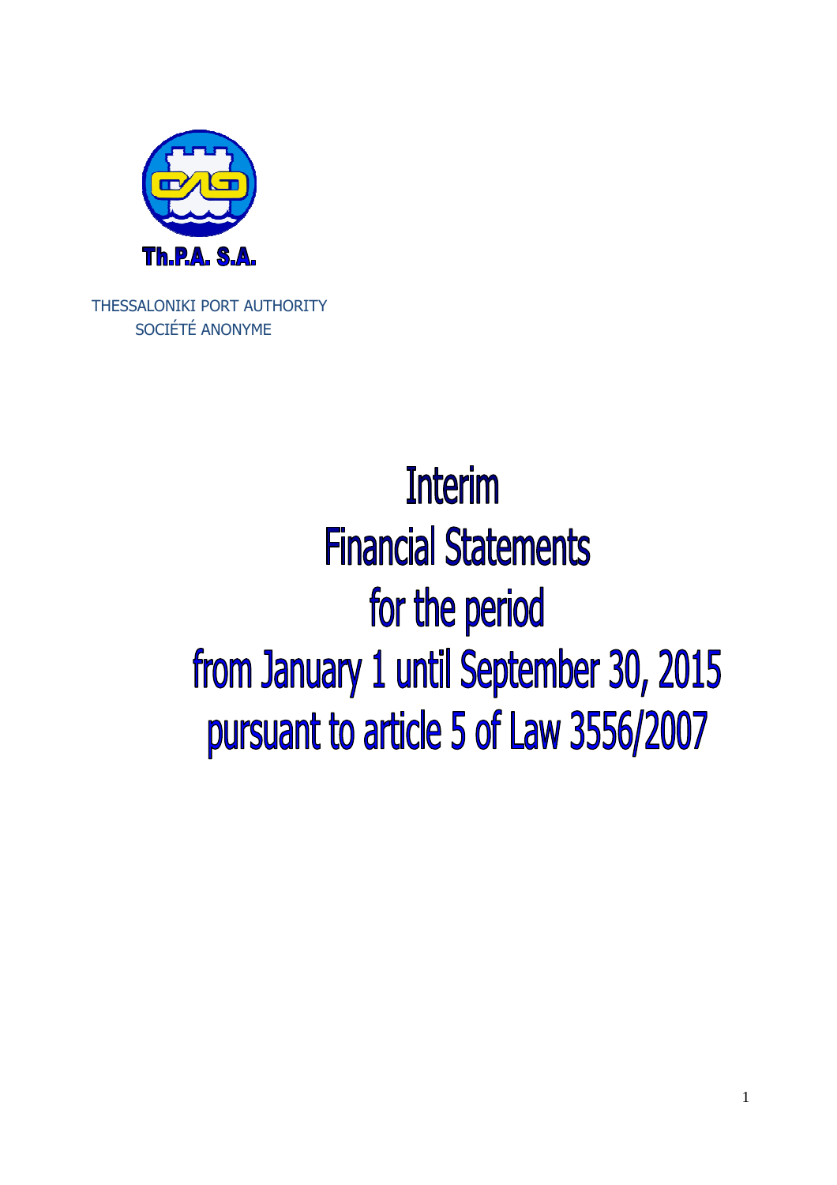Th.P.A. S.A.

THESSALONIKI PORT AUTHORITY
SOCIÉTÉ ANONYME

# Interim Financial Statements for the period from January 1 until September 30, 2015 pursuant to article 5 of Law 3556/2007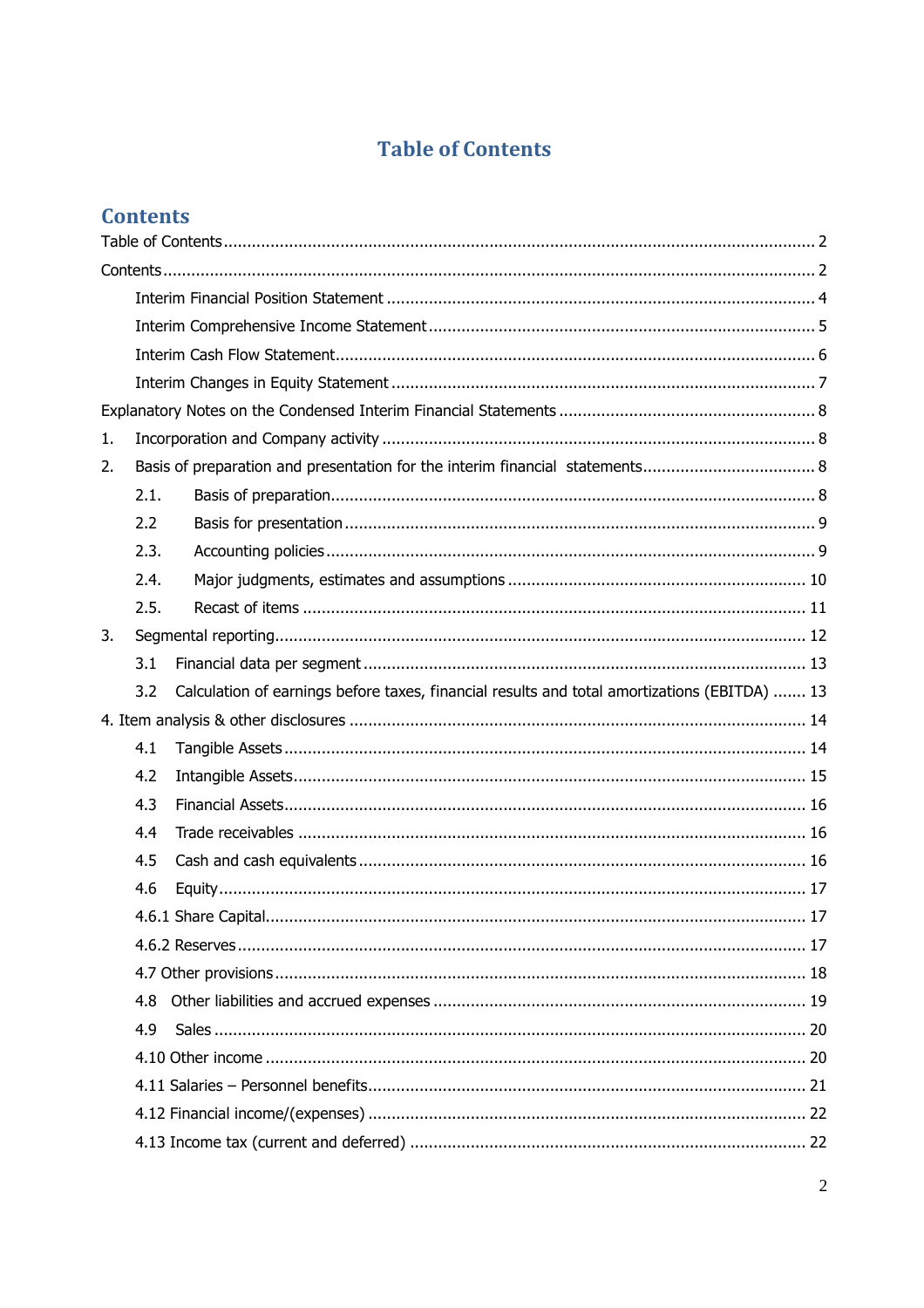# Table of Contents

## Contents

Table of Contents ........................................................................................................................ 2

Contents ....................................................................................................................................... 2

- Interim Financial Position Statement ..................................................................................... 4
- Interim Comprehensive Income Statement ............................................................................ 5
- Interim Cash Flow Statement ................................................................................................. 6
- Interim Changes in Equity Statement .................................................................................... 7

Explanatory Notes on the Condensed Interim Financial Statements ........................................ 8

1. Incorporation and Company activity ................................................................................... 8
2. Basis of preparation and presentation for the interim financial statements ........................ 8
   - 2.1. Basis of preparation ..................................................................................................... 8
   - 2.2 Basis for presentation .................................................................................................... 9
   - 2.3. Accounting policies ....................................................................................................... 9
   - 2.4. Major judgments, estimates and assumptions ........................................................... 10
   - 2.5. Recast of items ........................................................................................................... 11
3. Segmental reporting ............................................................................................................ 12
   - 3.1 Financial data per segment ............................................................................................ 13
   - 3.2 Calculation of earnings before taxes, financial results and total amortizations (EBITDA) ....... 13

4. Item analysis & other disclosures ........................................................................................ 14

- 4.1 Tangible Assets ................................................................................................................ 14
- 4.2 Intangible Assets .............................................................................................................. 15
- 4.3 Financial Assets ................................................................................................................ 16
- 4.4 Trade receivables ............................................................................................................. 16
- 4.5 Cash and cash equivalents ............................................................................................... 16
- 4.6 Equity ............................................................................................................................... 17
- 4.6.1 Share Capital ................................................................................................................. 17
- 4.6.2 Reserves ........................................................................................................................ 17
- 4.7 Other provisions ............................................................................................................... 18
- 4.8 Other liabilities and accrued expenses ............................................................................ 19
- 4.9 Sales ................................................................................................................................. 20
- 4.10 Other income .................................................................................................................. 20
- 4.11 Salaries – Personnel benefits ......................................................................................... 21
- 4.12 Financial income/(expenses) .......................................................................................... 22
- 4.13 Income tax (current and deferred) ................................................................................. 22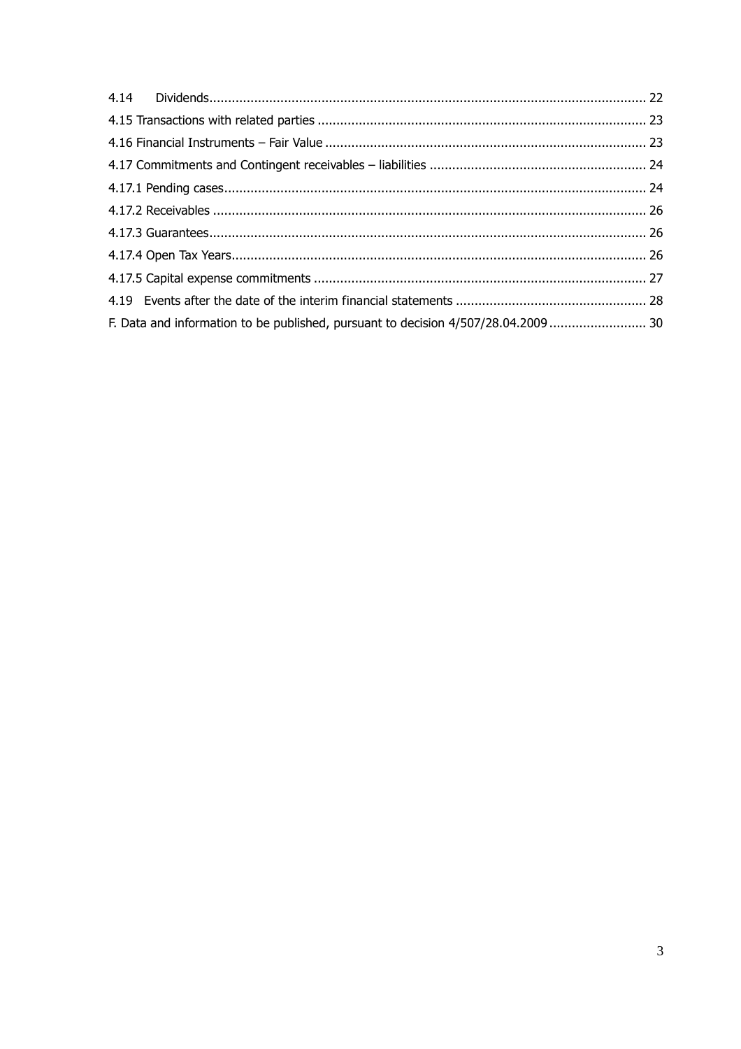4.14 Dividends ... 22

4.15 Transactions with related parties ... 23

4.16 Financial Instruments – Fair Value ... 23

4.17 Commitments and Contingent receivables – liabilities ... 24

4.17.1 Pending cases ... 24

4.17.2 Receivables ... 26

4.17.3 Guarantees ... 26

4.17.4 Open Tax Years ... 26

4.17.5 Capital expense commitments ... 27

4.19 Events after the date of the interim financial statements ... 28

F. Data and information to be published, pursuant to decision 4/507/28.04.2009 ... 30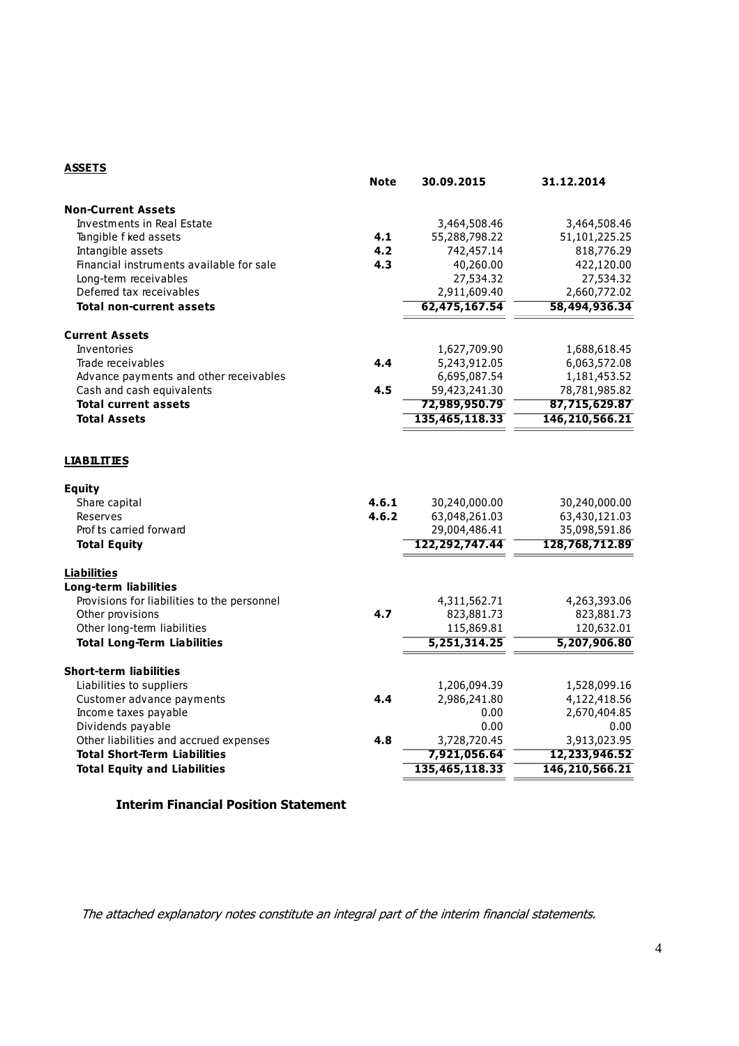**ASSETS**

| | Note | 30.09.2015 | 31.12.2014 |
|---|---|---|---|
| **Non-Current Assets** | | | |
| Investments in Real Estate | | 3,464,508.46 | 3,464,508.46 |
| Tangible fixed assets | **4.1** | 55,288,798.22 | 51,101,225.25 |
| Intangible assets | **4.2** | 742,457.14 | 818,776.29 |
| Financial instruments available for sale | **4.3** | 40,260.00 | 422,120.00 |
| Long-term receivables | | 27,534.32 | 27,534.32 |
| Deferred tax receivables | | 2,911,609.40 | 2,660,772.02 |
| **Total non-current assets** | | **62,475,167.54** | **58,494,936.34** |
| **Current Assets** | | | |
| Inventories | | 1,627,709.90 | 1,688,618.45 |
| Trade receivables | **4.4** | 5,243,912.05 | 6,063,572.08 |
| Advance payments and other receivables | | 6,695,087.54 | 1,181,453.52 |
| Cash and cash equivalents | **4.5** | 59,423,241.30 | 78,781,985.82 |
| **Total current assets** | | **72,989,950.79** | **87,715,629.87** |
| **Total Assets** | | **135,465,118.33** | **146,210,566.21** |

**LIABILITIES**

| | Note | 30.09.2015 | 31.12.2014 |
|---|---|---|---|
| **Equity** | | | |
| Share capital | **4.6.1** | 30,240,000.00 | 30,240,000.00 |
| Reserves | **4.6.2** | 63,048,261.03 | 63,430,121.03 |
| Profits carried forward | | 29,004,486.41 | 35,098,591.86 |
| **Total Equity** | | **122,292,747.44** | **128,768,712.89** |
| **Liabilities** | | | |
| **Long-term liabilities** | | | |
| Provisions for liabilities to the personnel | | 4,311,562.71 | 4,263,393.06 |
| Other provisions | **4.7** | 823,881.73 | 823,881.73 |
| Other long-term liabilities | | 115,869.81 | 120,632.01 |
| **Total Long-Term Liabilities** | | **5,251,314.25** | **5,207,906.80** |
| **Short-term liabilities** | | | |
| Liabilities to suppliers | | 1,206,094.39 | 1,528,099.16 |
| Customer advance payments | **4.4** | 2,986,241.80 | 4,122,418.56 |
| Income taxes payable | | 0.00 | 2,670,404.85 |
| Dividends payable | | 0.00 | 0.00 |
| Other liabilities and accrued expenses | **4.8** | 3,728,720.45 | 3,913,023.95 |
| **Total Short-Term Liabilities** | | **7,921,056.64** | **12,233,946.52** |
| **Total Equity and Liabilities** | | **135,465,118.33** | **146,210,566.21** |

**Interim Financial Position Statement**

*The attached explanatory notes constitute an integral part of the interim financial statements.*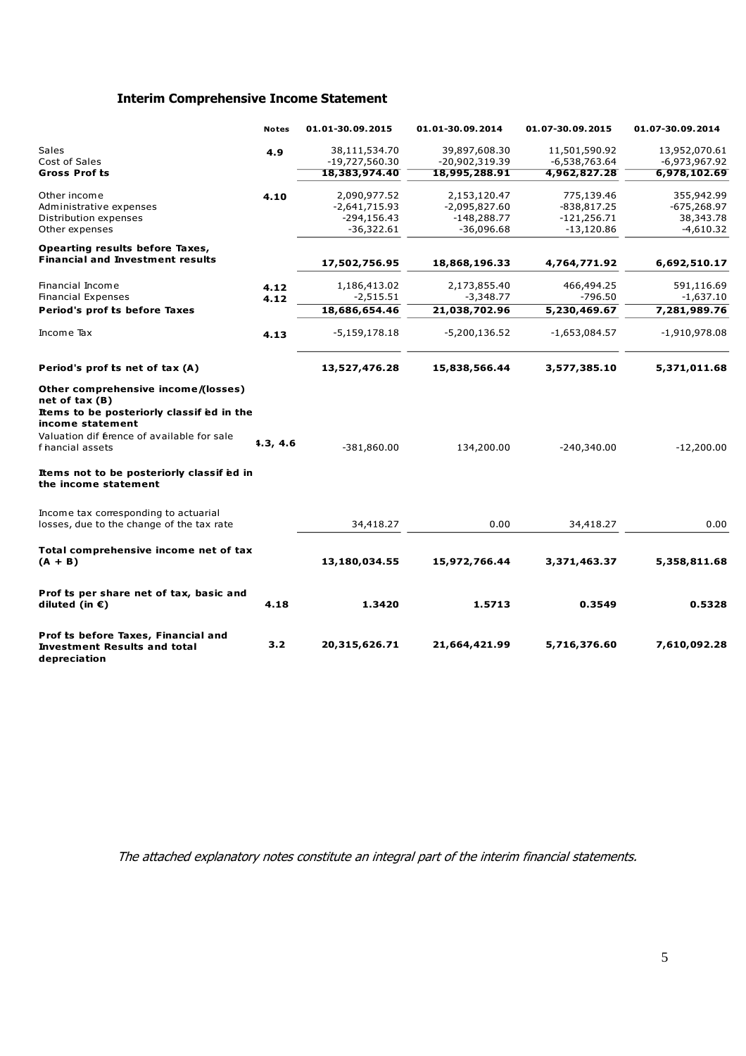## Interim Comprehensive Income Statement

| | Notes | 01.01-30.09.2015 | 01.01-30.09.2014 | 01.07-30.09.2015 | 01.07-30.09.2014 |
|---|---|---|---|---|---|
| Sales | 4.9 | 38,111,534.70 | 39,897,608.30 | 11,501,590.92 | 13,952,070.61 |
| Cost of Sales | | -19,727,560.30 | -20,902,319.39 | -6,538,763.64 | -6,973,967.92 |
| **Gross Profits** | | **18,383,974.40** | **18,995,288.91** | **4,962,827.28** | **6,978,102.69** |
| Other income | 4.10 | 2,090,977.52 | 2,153,120.47 | 775,139.46 | 355,942.99 |
| Administrative expenses | | -2,641,715.93 | -2,095,827.60 | -838,817.25 | -675,268.97 |
| Distribution expenses | | -294,156.43 | -148,288.77 | -121,256.71 | 38,343.78 |
| Other expenses | | -36,322.61 | -36,096.68 | -13,120.86 | -4,610.32 |
| **Opearting results before Taxes, Financial and Investment results** | | **17,502,756.95** | **18,868,196.33** | **4,764,771.92** | **6,692,510.17** |
| Financial Income | 4.12 | 1,186,413.02 | 2,173,855.40 | 466,494.25 | 591,116.69 |
| Financial Expenses | 4.12 | -2,515.51 | -3,348.77 | -796.50 | -1,637.10 |
| **Period's profits before Taxes** | | **18,686,654.46** | **21,038,702.96** | **5,230,469.67** | **7,281,989.76** |
| Income Tax | 4.13 | -5,159,178.18 | -5,200,136.52 | -1,653,084.57 | -1,910,978.08 |
| **Period's profits net of tax (A)** | | **13,527,476.28** | **15,838,566.44** | **3,577,385.10** | **5,371,011.68** |
| **Other comprehensive income/(losses) net of tax (B)** | | | | | |
| **Items to be posteriorly classified in the income statement** | | | | | |
| Valuation difference of available for sale financial assets | 4.3, 4.6 | -381,860.00 | 134,200.00 | -240,340.00 | -12,200.00 |
| **Items not to be posteriorly classified in the income statement** | | | | | |
| Income tax corresponding to actuarial losses, due to the change of the tax rate | | 34,418.27 | 0.00 | 34,418.27 | 0.00 |
| **Total comprehensive income net of tax (A + B)** | | **13,180,034.55** | **15,972,766.44** | **3,371,463.37** | **5,358,811.68** |
| **Profits per share net of tax, basic and diluted (in €)** | **4.18** | **1.3420** | **1.5713** | **0.3549** | **0.5328** |
| **Profits before Taxes, Financial and Investment Results and total depreciation** | **3.2** | **20,315,626.71** | **21,664,421.99** | **5,716,376.60** | **7,610,092.28** |

*The attached explanatory notes constitute an integral part of the interim financial statements.*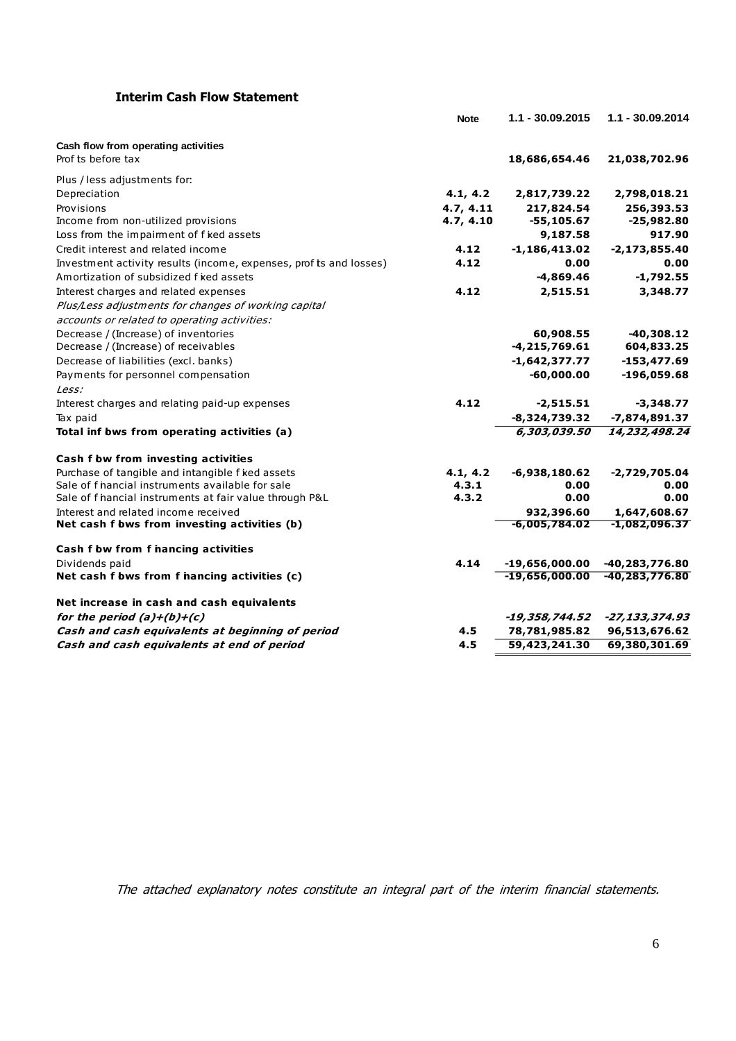## Interim Cash Flow Statement

| | Note | 1.1 - 30.09.2015 | 1.1 - 30.09.2014 |
|---|---|---|---|
| **Cash flow from operating activities** | | | |
| Profits before tax | | **18,686,654.46** | **21,038,702.96** |
| Plus / less adjustments for: | | | |
| Depreciation | **4.1, 4.2** | **2,817,739.22** | **2,798,018.21** |
| Provisions | **4.7, 4.11** | **217,824.54** | **256,393.53** |
| Income from non-utilized provisions | **4.7, 4.10** | **-55,105.67** | **-25,982.80** |
| Loss from the impairment of fixed assets | | **9,187.58** | **917.90** |
| Credit interest and related income | **4.12** | **-1,186,413.02** | **-2,173,855.40** |
| Investment activity results (income, expenses, profits and losses) | **4.12** | **0.00** | **0.00** |
| Amortization of subsidized fixed assets | | **-4,869.46** | **-1,792.55** |
| Interest charges and related expenses | **4.12** | **2,515.51** | **3,348.77** |
| *Plus/Less adjustments for changes of working capital accounts or related to operating activities:* | | | |
| Decrease / (Increase) of inventories | | **60,908.55** | **-40,308.12** |
| Decrease / (Increase) of receivables | | **-4,215,769.61** | **604,833.25** |
| Decrease of liabilities (excl. banks) | | **-1,642,377.77** | **-153,477.69** |
| Payments for personnel compensation | | **-60,000.00** | **-196,059.68** |
| *Less:* | | | |
| Interest charges and relating paid-up expenses | **4.12** | **-2,515.51** | **-3,348.77** |
| Tax paid | | **-8,324,739.32** | **-7,874,891.37** |
| **Total inflows from operating activities (a)** | | ***6,303,039.50*** | ***14,232,498.24*** |
| **Cash flow from investing activities** | | | |
| Purchase of tangible and intangible fixed assets | **4.1, 4.2** | **-6,938,180.62** | **-2,729,705.04** |
| Sale of financial instruments available for sale | **4.3.1** | **0.00** | **0.00** |
| Sale of financial instruments at fair value through P&L | **4.3.2** | **0.00** | **0.00** |
| Interest and related income received | | **932,396.60** | **1,647,608.67** |
| **Net cash flows from investing activities (b)** | | **-6,005,784.02** | **-1,082,096.37** |
| **Cash flow from financing activities** | | | |
| Dividends paid | **4.14** | **-19,656,000.00** | **-40,283,776.80** |
| **Net cash flows from financing activities (c)** | | **-19,656,000.00** | **-40,283,776.80** |
| **Net increase in cash and cash equivalents** | | | |
| ***for the period (a)+(b)+(c)*** | | ***-19,358,744.52*** | ***-27,133,374.93*** |
| ***Cash and cash equivalents at beginning of period*** | **4.5** | **78,781,985.82** | **96,513,676.62** |
| ***Cash and cash equivalents at end of period*** | **4.5** | **59,423,241.30** | **69,380,301.69** |

*The attached explanatory notes constitute an integral part of the interim financial statements.*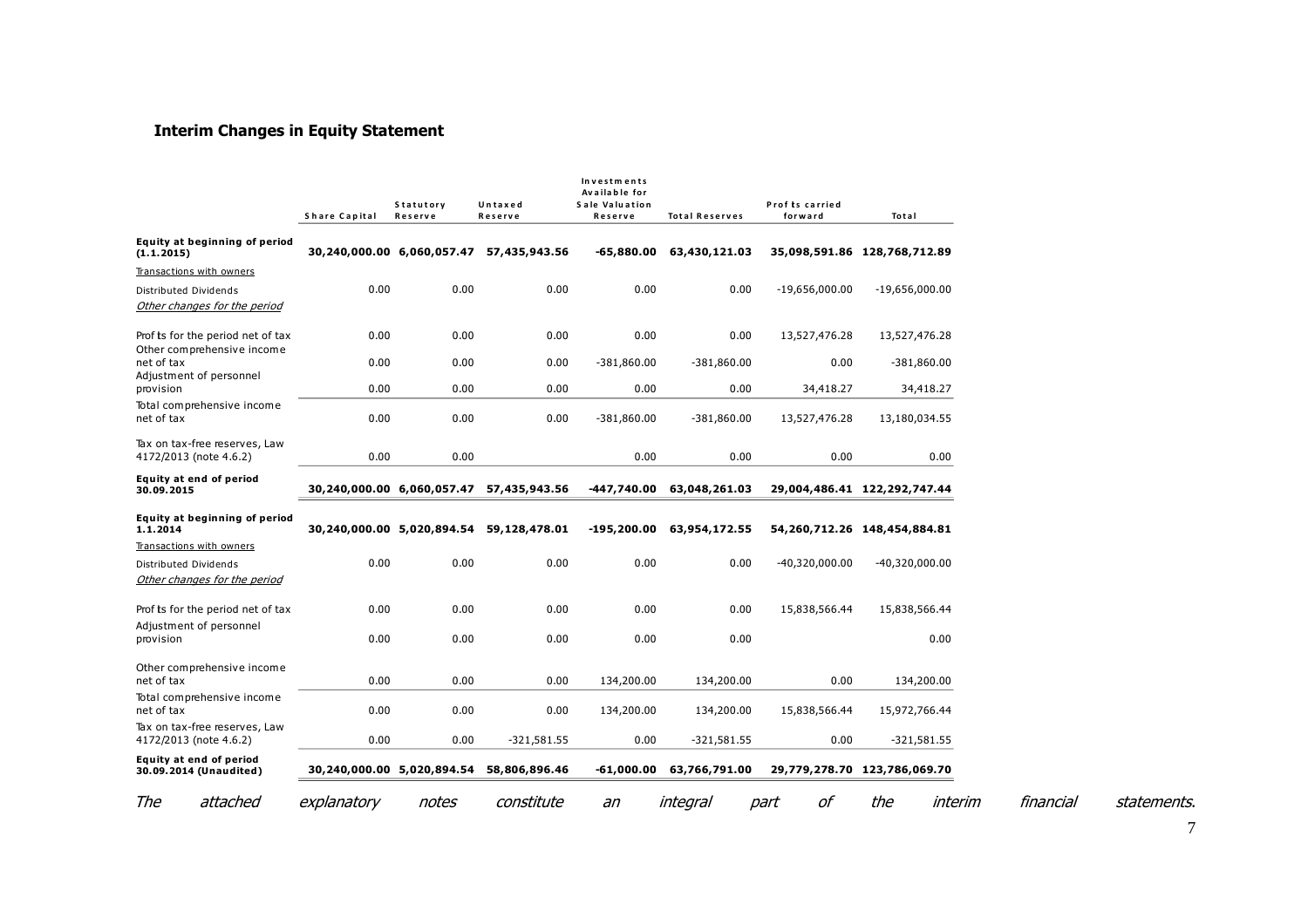## Interim Changes in Equity Statement

| | Share Capital | Statutory Reserve | Untaxed Reserve | Investments Available for Sale Valuation Reserve | Total Reserves | Profits carried forward | Total |
|---|---|---|---|---|---|---|---|
| **Equity at beginning of period (1.1.2015)** | **30,240,000.00** | **6,060,057.47** | **57,435,943.56** | **-65,880.00** | **63,430,121.03** | **35,098,591.86** | **128,768,712.89** |
| Transactions with owners | | | | | | | |
| Distributed Dividends | 0.00 | 0.00 | 0.00 | 0.00 | 0.00 | -19,656,000.00 | -19,656,000.00 |
| *Other changes for the period* | | | | | | | |
| Profits for the period net of tax | 0.00 | 0.00 | 0.00 | 0.00 | 0.00 | 13,527,476.28 | 13,527,476.28 |
| Other comprehensive income net of tax | 0.00 | 0.00 | 0.00 | -381,860.00 | -381,860.00 | 0.00 | -381,860.00 |
| Adjustment of personnel provision | 0.00 | 0.00 | 0.00 | 0.00 | 0.00 | 34,418.27 | 34,418.27 |
| Total comprehensive income net of tax | 0.00 | 0.00 | 0.00 | -381,860.00 | -381,860.00 | 13,527,476.28 | 13,180,034.55 |
| Tax on tax-free reserves, Law 4172/2013 (note 4.6.2) | 0.00 | 0.00 | | 0.00 | 0.00 | 0.00 | 0.00 |
| **Equity at end of period 30.09.2015** | **30,240,000.00** | **6,060,057.47** | **57,435,943.56** | **-447,740.00** | **63,048,261.03** | **29,004,486.41** | **122,292,747.44** |
| **Equity at beginning of period 1.1.2014** | **30,240,000.00** | **5,020,894.54** | **59,128,478.01** | **-195,200.00** | **63,954,172.55** | **54,260,712.26** | **148,454,884.81** |
| Transactions with owners | | | | | | | |
| Distributed Dividends | 0.00 | 0.00 | 0.00 | 0.00 | 0.00 | -40,320,000.00 | -40,320,000.00 |
| *Other changes for the period* | | | | | | | |
| Profits for the period net of tax | 0.00 | 0.00 | 0.00 | 0.00 | 0.00 | 15,838,566.44 | 15,838,566.44 |
| Adjustment of personnel provision | 0.00 | 0.00 | 0.00 | 0.00 | 0.00 | | 0.00 |
| Other comprehensive income net of tax | 0.00 | 0.00 | 0.00 | 134,200.00 | 134,200.00 | 0.00 | 134,200.00 |
| Total comprehensive income net of tax | 0.00 | 0.00 | 0.00 | 134,200.00 | 134,200.00 | 15,838,566.44 | 15,972,766.44 |
| Tax on tax-free reserves, Law 4172/2013 (note 4.6.2) | 0.00 | 0.00 | -321,581.55 | 0.00 | -321,581.55 | 0.00 | -321,581.55 |
| **Equity at end of period 30.09.2014 (Unaudited)** | **30,240,000.00** | **5,020,894.54** | **58,806,896.46** | **-61,000.00** | **63,766,791.00** | **29,779,278.70** | **123,786,069.70** |

*The attached explanatory notes constitute an integral part of the interim financial statements.*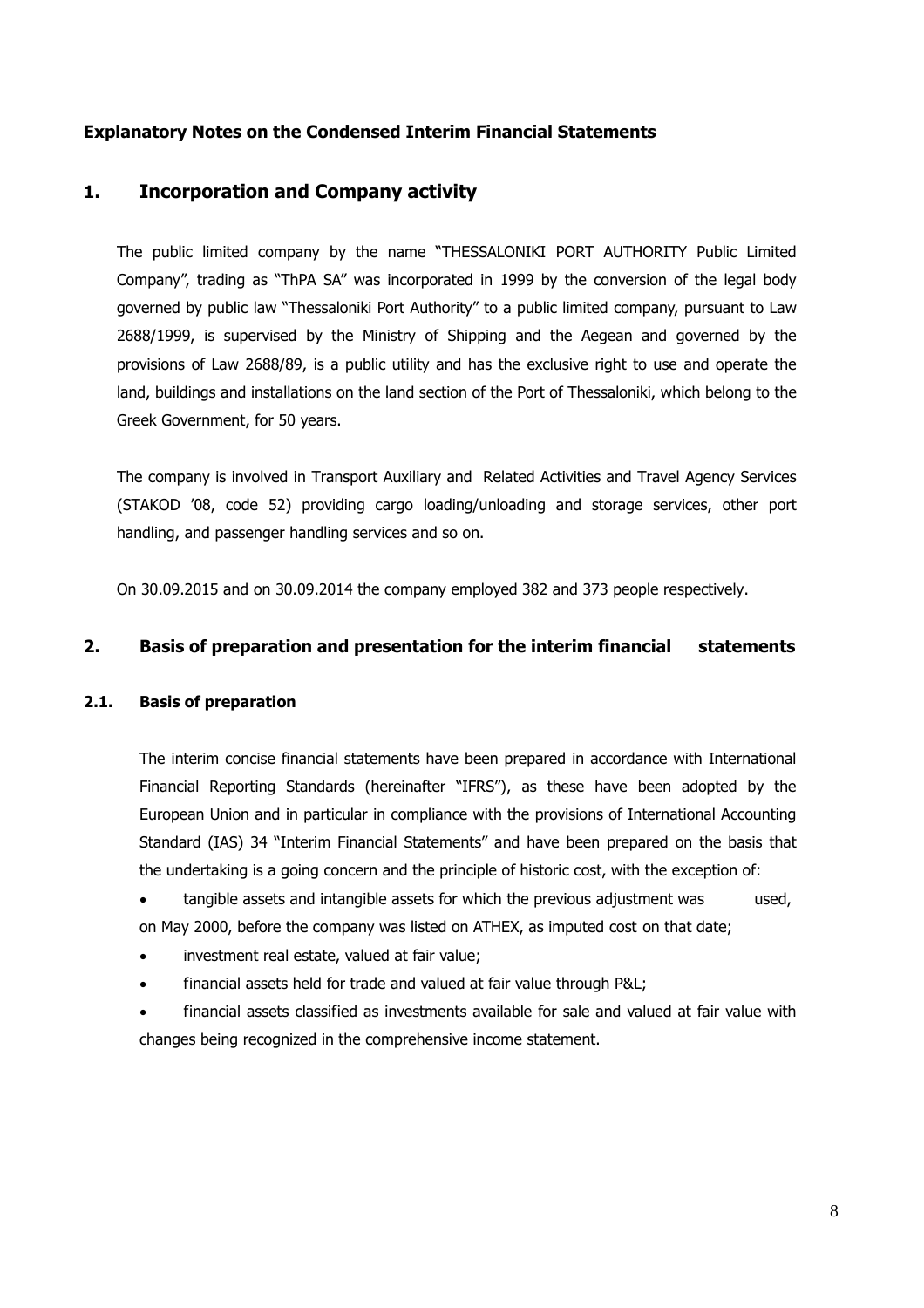## Explanatory Notes on the Condensed Interim Financial Statements

# 1. Incorporation and Company activity

The public limited company by the name "THESSALONIKI PORT AUTHORITY Public Limited Company", trading as "ThPA SA" was incorporated in 1999 by the conversion of the legal body governed by public law "Thessaloniki Port Authority" to a public limited company, pursuant to Law 2688/1999, is supervised by the Ministry of Shipping and the Aegean and governed by the provisions of Law 2688/89, is a public utility and has the exclusive right to use and operate the land, buildings and installations on the land section of the Port of Thessaloniki, which belong to the Greek Government, for 50 years.

The company is involved in Transport Auxiliary and Related Activities and Travel Agency Services (STAKOD '08, code 52) providing cargo loading/unloading and storage services, other port handling, and passenger handling services and so on.

On 30.09.2015 and on 30.09.2014 the company employed 382 and 373 people respectively.

# 2. Basis of preparation and presentation for the interim financial statements

### 2.1. Basis of preparation

The interim concise financial statements have been prepared in accordance with International Financial Reporting Standards (hereinafter "IFRS"), as these have been adopted by the European Union and in particular in compliance with the provisions of International Accounting Standard (IAS) 34 "Interim Financial Statements" and have been prepared on the basis that the undertaking is a going concern and the principle of historic cost, with the exception of:

- tangible assets and intangible assets for which the previous adjustment was used, on May 2000, before the company was listed on ATHEX, as imputed cost on that date;
- investment real estate, valued at fair value;
- financial assets held for trade and valued at fair value through P&L;
- financial assets classified as investments available for sale and valued at fair value with changes being recognized in the comprehensive income statement.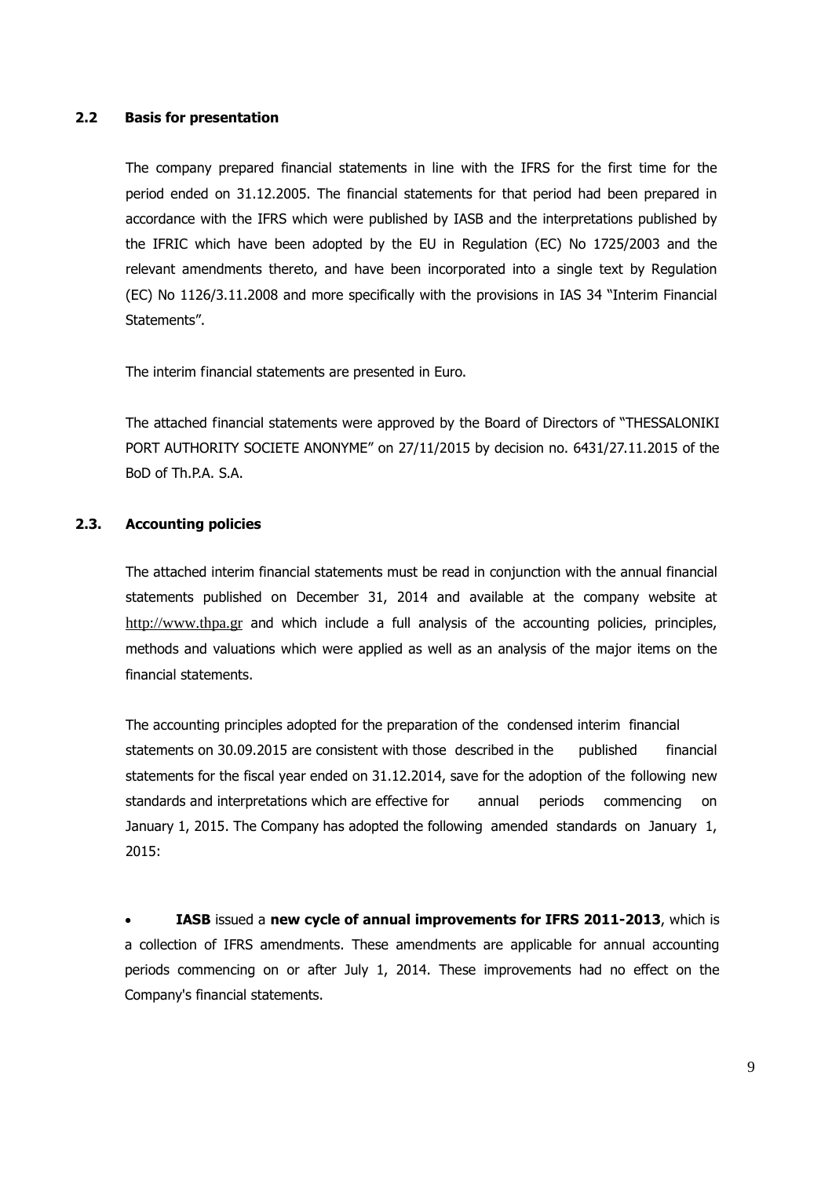### 2.2 Basis for presentation

The company prepared financial statements in line with the IFRS for the first time for the period ended on 31.12.2005. The financial statements for that period had been prepared in accordance with the IFRS which were published by IASB and the interpretations published by the IFRIC which have been adopted by the EU in Regulation (EC) No 1725/2003 and the relevant amendments thereto, and have been incorporated into a single text by Regulation (EC) No 1126/3.11.2008 and more specifically with the provisions in IAS 34 "Interim Financial Statements".

The interim financial statements are presented in Euro.

The attached financial statements were approved by the Board of Directors of "THESSALONIKI PORT AUTHORITY SOCIETE ANONYME" on 27/11/2015 by decision no. 6431/27.11.2015 of the BoD of Th.P.A. S.A.

### 2.3. Accounting policies

The attached interim financial statements must be read in conjunction with the annual financial statements published on December 31, 2014 and available at the company website at http://www.thpa.gr and which include a full analysis of the accounting policies, principles, methods and valuations which were applied as well as an analysis of the major items on the financial statements.

The accounting principles adopted for the preparation of the condensed interim financial statements on 30.09.2015 are consistent with those described in the published financial statements for the fiscal year ended on 31.12.2014, save for the adoption of the following new standards and interpretations which are effective for annual periods commencing on January 1, 2015. The Company has adopted the following amended standards on January 1, 2015:

- **IASB** issued a **new cycle of annual improvements for IFRS 2011-2013**, which is a collection of IFRS amendments. These amendments are applicable for annual accounting periods commencing on or after July 1, 2014. These improvements had no effect on the Company's financial statements.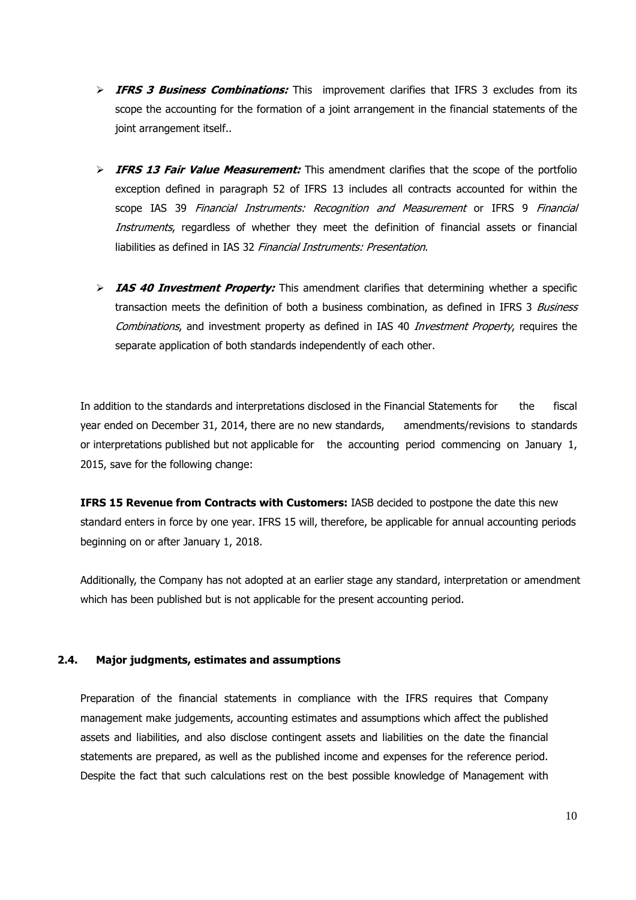- ***IFRS 3 Business Combinations:*** This improvement clarifies that IFRS 3 excludes from its scope the accounting for the formation of a joint arrangement in the financial statements of the joint arrangement itself..

- ***IFRS 13 Fair Value Measurement:*** This amendment clarifies that the scope of the portfolio exception defined in paragraph 52 of IFRS 13 includes all contracts accounted for within the scope IAS 39 *Financial Instruments: Recognition and Measurement* or IFRS 9 *Financial Instruments*, regardless of whether they meet the definition of financial assets or financial liabilities as defined in IAS 32 *Financial Instruments: Presentation*.

- ***IAS 40 Investment Property:*** This amendment clarifies that determining whether a specific transaction meets the definition of both a business combination, as defined in IFRS 3 *Business Combinations*, and investment property as defined in IAS 40 *Investment Property*, requires the separate application of both standards independently of each other.

In addition to the standards and interpretations disclosed in the Financial Statements for the fiscal year ended on December 31, 2014, there are no new standards, amendments/revisions to standards or interpretations published but not applicable for the accounting period commencing on January 1, 2015, save for the following change:

**IFRS 15 Revenue from Contracts with Customers:** IASB decided to postpone the date this new standard enters in force by one year. IFRS 15 will, therefore, be applicable for annual accounting periods beginning on or after January 1, 2018.

Additionally, the Company has not adopted at an earlier stage any standard, interpretation or amendment which has been published but is not applicable for the present accounting period.

### 2.4. Major judgments, estimates and assumptions

Preparation of the financial statements in compliance with the IFRS requires that Company management make judgements, accounting estimates and assumptions which affect the published assets and liabilities, and also disclose contingent assets and liabilities on the date the financial statements are prepared, as well as the published income and expenses for the reference period. Despite the fact that such calculations rest on the best possible knowledge of Management with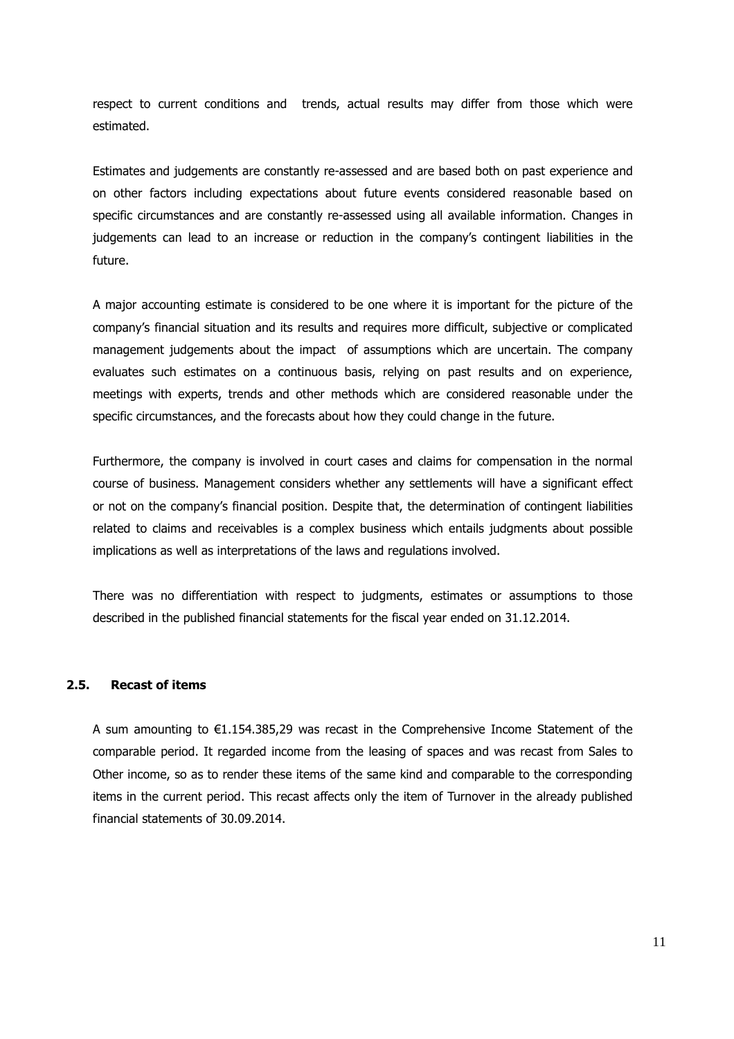respect to current conditions and trends, actual results may differ from those which were estimated.

Estimates and judgements are constantly re-assessed and are based both on past experience and on other factors including expectations about future events considered reasonable based on specific circumstances and are constantly re-assessed using all available information. Changes in judgements can lead to an increase or reduction in the company's contingent liabilities in the future.

A major accounting estimate is considered to be one where it is important for the picture of the company's financial situation and its results and requires more difficult, subjective or complicated management judgements about the impact of assumptions which are uncertain. The company evaluates such estimates on a continuous basis, relying on past results and on experience, meetings with experts, trends and other methods which are considered reasonable under the specific circumstances, and the forecasts about how they could change in the future.

Furthermore, the company is involved in court cases and claims for compensation in the normal course of business. Management considers whether any settlements will have a significant effect or not on the company's financial position. Despite that, the determination of contingent liabilities related to claims and receivables is a complex business which entails judgments about possible implications as well as interpretations of the laws and regulations involved.

There was no differentiation with respect to judgments, estimates or assumptions to those described in the published financial statements for the fiscal year ended on 31.12.2014.

### 2.5. Recast of items

A sum amounting to €1.154.385,29 was recast in the Comprehensive Income Statement of the comparable period. It regarded income from the leasing of spaces and was recast from Sales to Other income, so as to render these items of the same kind and comparable to the corresponding items in the current period. This recast affects only the item of Turnover in the already published financial statements of 30.09.2014.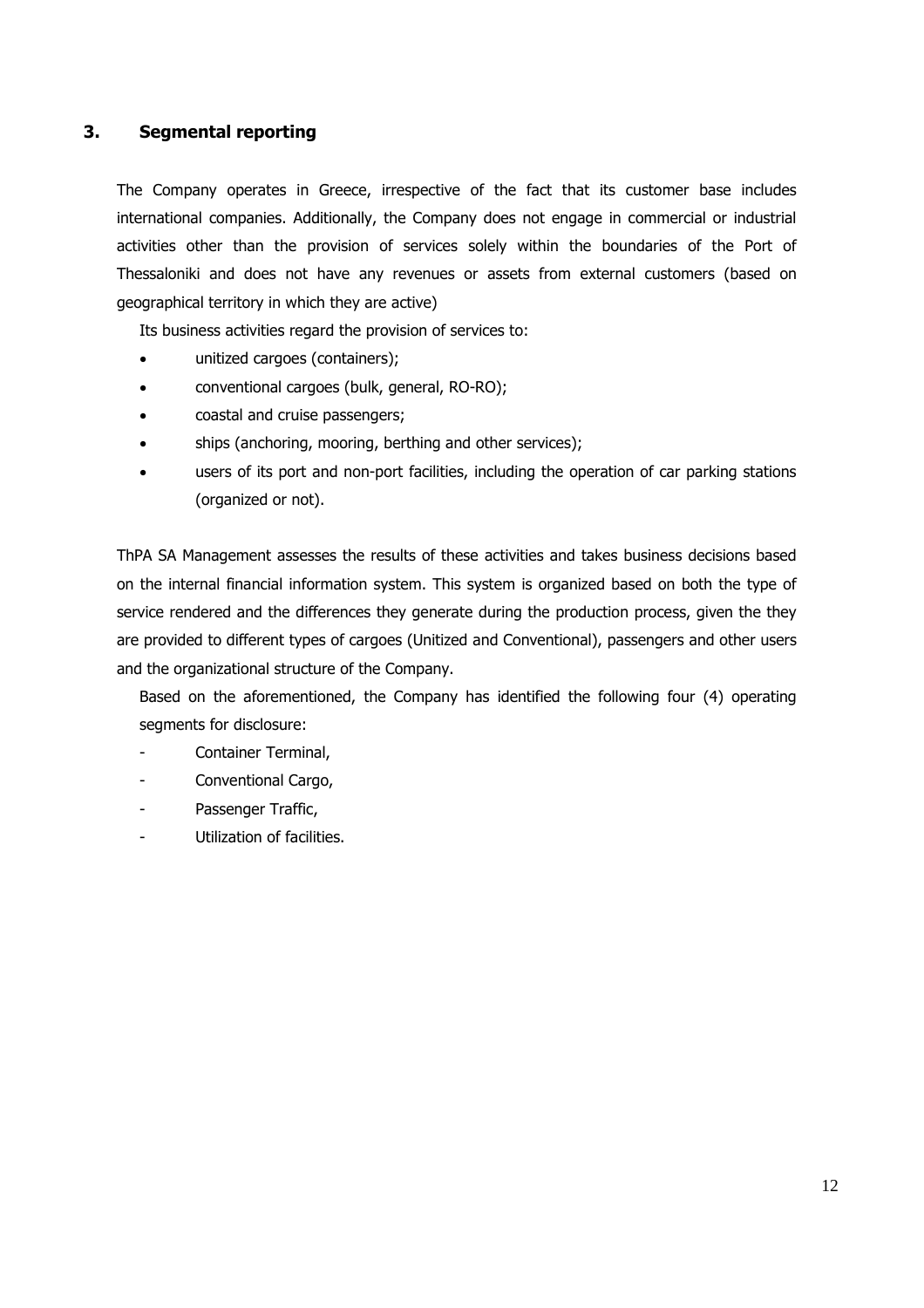## 3. Segmental reporting

The Company operates in Greece, irrespective of the fact that its customer base includes international companies. Additionally, the Company does not engage in commercial or industrial activities other than the provision of services solely within the boundaries of the Port of Thessaloniki and does not have any revenues or assets from external customers (based on geographical territory in which they are active)

Its business activities regard the provision of services to:

- unitized cargoes (containers);
- conventional cargoes (bulk, general, RO-RO);
- coastal and cruise passengers;
- ships (anchoring, mooring, berthing and other services);
- users of its port and non-port facilities, including the operation of car parking stations (organized or not).

ThPA SA Management assesses the results of these activities and takes business decisions based on the internal financial information system. This system is organized based on both the type of service rendered and the differences they generate during the production process, given the they are provided to different types of cargoes (Unitized and Conventional), passengers and other users and the organizational structure of the Company.

Based on the aforementioned, the Company has identified the following four (4) operating segments for disclosure:

- Container Terminal,
- Conventional Cargo,
- Passenger Traffic,
- Utilization of facilities.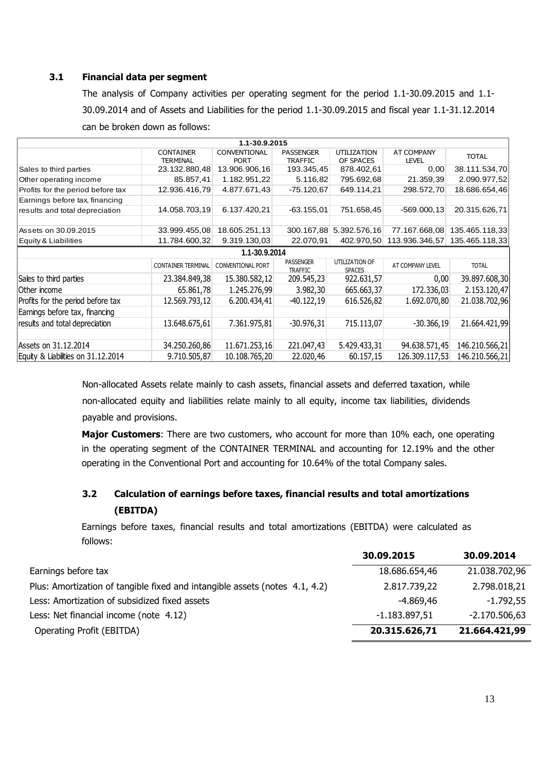### 3.1 Financial data per segment

The analysis of Company activities per operating segment for the period 1.1-30.09.2015 and 1.1-30.09.2014 and of Assets and Liabilities for the period 1.1-30.09.2015 and fiscal year 1.1-31.12.2014 can be broken down as follows:

| 1.1-30.9.2015 | | | | | | |
|---|---|---|---|---|---|---|
| | CONTAINER TERMINAL | CONVENTIONAL PORT | PASSENGER TRAFFIC | UTILIZATION OF SPACES | AT COMPANY LEVEL | TOTAL |
| Sales to third parties | 23.132.880,48 | 13.906.906,16 | 193.345,45 | 878.402,61 | 0,00 | 38.111.534,70 |
| Other operating income | 85.857,41 | 1.182.951,22 | 5.116,82 | 795.692,68 | 21.359,39 | 2.090.977,52 |
| Profits for the period before tax | 12.936.416,79 | 4.877.671,43 | -75.120,67 | 649.114,21 | 298.572,70 | 18.686.654,46 |
| Earnings before tax, financing results and total depreciation | 14.058.703,19 | 6.137.420,21 | -63.155,01 | 751.658,45 | -569.000,13 | 20.315.626,71 |
| Assets on 30.09.2015 | 33.999.455,08 | 18.605.251,13 | 300.167,88 | 5.392.576,16 | 77.167.668,08 | 135.465.118,33 |
| Equity & Liabilities | 11.784.600,32 | 9.319.130,03 | 22.070,91 | 402.970,50 | 113.936.346,57 | 135.465.118,33 |
| **1.1-30.9.2014** | | | | | | |
| | CONTAINER TERMINAL | CONVENTIONAL PORT | PASSENGER TRAFFIC | UTILIZATION OF SPACES | AT COMPANY LEVEL | TOTAL |
| Sales to third parties | 23.384.849,38 | 15.380.582,12 | 209.545,23 | 922.631,57 | 0,00 | 39.897.608,30 |
| Other income | 65.861,78 | 1.245.276,99 | 3.982,30 | 665.663,37 | 172.336,03 | 2.153.120,47 |
| Profits for the period before tax | 12.569.793,12 | 6.200.434,41 | -40.122,19 | 616.526,82 | 1.692.070,80 | 21.038.702,96 |
| Earnings before tax, financing results and total depreciation | 13.648.675,61 | 7.361.975,81 | -30.976,31 | 715.113,07 | -30.366,19 | 21.664.421,99 |
| Assets on 31.12.2014 | 34.250.260,86 | 11.671.253,16 | 221.047,43 | 5.429.433,31 | 94.638.571,45 | 146.210.566,21 |
| Equity & Liabilities on 31.12.2014 | 9.710.505,87 | 10.108.765,20 | 22.020,46 | 60.157,15 | 126.309.117,53 | 146.210.566,21 |

Non-allocated Assets relate mainly to cash assets, financial assets and deferred taxation, while non-allocated equity and liabilities relate mainly to all equity, income tax liabilities, dividends payable and provisions.

**Major Customers**: There are two customers, who account for more than 10% each, one operating in the operating segment of the CONTAINER TERMINAL and accounting for 12.19% and the other operating in the Conventional Port and accounting for 10.64% of the total Company sales.

### 3.2 Calculation of earnings before taxes, financial results and total amortizations (EBITDA)

Earnings before taxes, financial results and total amortizations (EBITDA) were calculated as follows:

| | 30.09.2015 | 30.09.2014 |
|---|---|---|
| Earnings before tax | 18.686.654,46 | 21.038.702,96 |
| Plus: Amortization of tangible fixed and intangible assets (notes 4.1, 4.2) | 2.817.739,22 | 2.798.018,21 |
| Less: Amortization of subsidized fixed assets | -4.869,46 | -1.792,55 |
| Less: Net financial income (note 4.12) | -1.183.897,51 | -2.170.506,63 |
| Operating Profit (EBITDA) | **20.315.626,71** | **21.664.421,99** |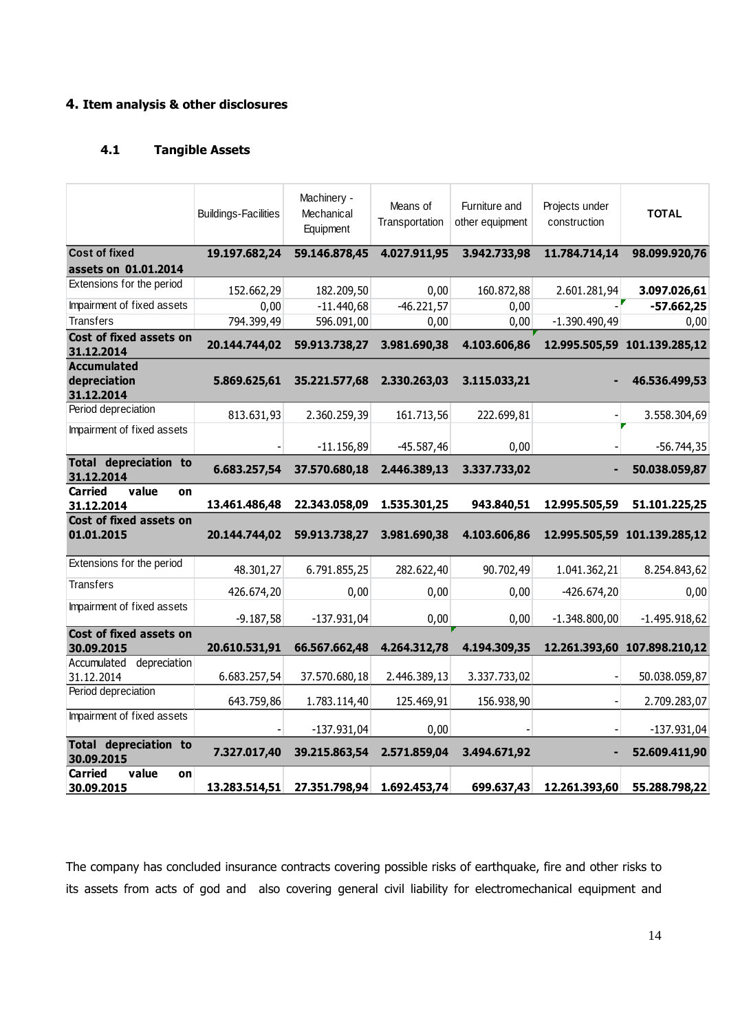## 4. Item analysis & other disclosures

### 4.1 Tangible Assets

| | Buildings-Facilities | Machinery - Mechanical Equipment | Means of Transportation | Furniture and other equipment | Projects under construction | TOTAL |
|---|---|---|---|---|---|---|
| **Cost of fixed assets on 01.01.2014** | **19.197.682,24** | **59.146.878,45** | **4.027.911,95** | **3.942.733,98** | **11.784.714,14** | **98.099.920,76** |
| Extensions for the period | 152.662,29 | 182.209,50 | 0,00 | 160.872,88 | 2.601.281,94 | **3.097.026,61** |
| Impairment of fixed assets | 0,00 | -11.440,68 | -46.221,57 | 0,00 | - | **-57.662,25** |
| Transfers | 794.399,49 | 596.091,00 | 0,00 | 0,00 | -1.390.490,49 | 0,00 |
| **Cost of fixed assets on 31.12.2014** | **20.144.744,02** | **59.913.738,27** | **3.981.690,38** | **4.103.606,86** | **12.995.505,59** | **101.139.285,12** |
| **Accumulated depreciation 31.12.2014** | **5.869.625,61** | **35.221.577,68** | **2.330.263,03** | **3.115.033,21** | **-** | **46.536.499,53** |
| Period depreciation | 813.631,93 | 2.360.259,39 | 161.713,56 | 222.699,81 | - | 3.558.304,69 |
| Impairment of fixed assets | - | -11.156,89 | -45.587,46 | 0,00 | - | -56.744,35 |
| **Total depreciation to 31.12.2014** | **6.683.257,54** | **37.570.680,18** | **2.446.389,13** | **3.337.733,02** | **-** | **50.038.059,87** |
| **Carried value on 31.12.2014** | **13.461.486,48** | **22.343.058,09** | **1.535.301,25** | **943.840,51** | **12.995.505,59** | **51.101.225,25** |
| **Cost of fixed assets on 01.01.2015** | **20.144.744,02** | **59.913.738,27** | **3.981.690,38** | **4.103.606,86** | **12.995.505,59** | **101.139.285,12** |
| Extensions for the period | 48.301,27 | 6.791.855,25 | 282.622,40 | 90.702,49 | 1.041.362,21 | 8.254.843,62 |
| Transfers | 426.674,20 | 0,00 | 0,00 | 0,00 | -426.674,20 | 0,00 |
| Impairment of fixed assets | -9.187,58 | -137.931,04 | 0,00 | 0,00 | -1.348.800,00 | -1.495.918,62 |
| **Cost of fixed assets on 30.09.2015** | **20.610.531,91** | **66.567.662,48** | **4.264.312,78** | **4.194.309,35** | **12.261.393,60** | **107.898.210,12** |
| Accumulated depreciation 31.12.2014 | 6.683.257,54 | 37.570.680,18 | 2.446.389,13 | 3.337.733,02 | - | 50.038.059,87 |
| Period depreciation | 643.759,86 | 1.783.114,40 | 125.469,91 | 156.938,90 | - | 2.709.283,07 |
| Impairment of fixed assets | - | -137.931,04 | 0,00 | - | - | -137.931,04 |
| **Total depreciation to 30.09.2015** | **7.327.017,40** | **39.215.863,54** | **2.571.859,04** | **3.494.671,92** | **-** | **52.609.411,90** |
| **Carried value on 30.09.2015** | **13.283.514,51** | **27.351.798,94** | **1.692.453,74** | **699.637,43** | **12.261.393,60** | **55.288.798,22** |

The company has concluded insurance contracts covering possible risks of earthquake, fire and other risks to its assets from acts of god and also covering general civil liability for electromechanical equipment and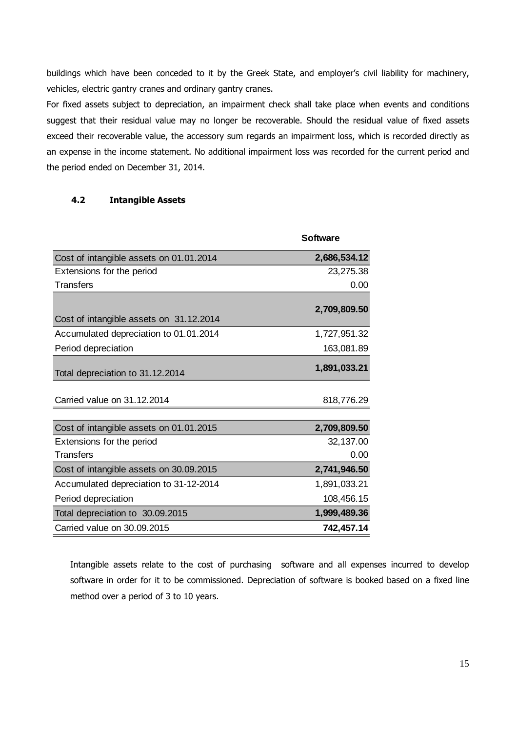buildings which have been conceded to it by the Greek State, and employer's civil liability for machinery, vehicles, electric gantry cranes and ordinary gantry cranes.

For fixed assets subject to depreciation, an impairment check shall take place when events and conditions suggest that their residual value may no longer be recoverable. Should the residual value of fixed assets exceed their recoverable value, the accessory sum regards an impairment loss, which is recorded directly as an expense in the income statement. No additional impairment loss was recorded for the current period and the period ended on December 31, 2014.

### 4.2 Intangible Assets

| | **Software** |
|---|---|
| Cost of intangible assets on 01.01.2014 | **2,686,534.12** |
| Extensions for the period | 23,275.38 |
| Transfers | 0.00 |
| Cost of intangible assets on 31.12.2014 | **2,709,809.50** |
| Accumulated depreciation to 01.01.2014 | 1,727,951.32 |
| Period depreciation | 163,081.89 |
| Total depreciation to 31.12.2014 | **1,891,033.21** |
| Carried value on 31.12.2014 | 818,776.29 |
| Cost of intangible assets on 01.01.2015 | **2,709,809.50** |
| Extensions for the period | 32,137.00 |
| Transfers | 0.00 |
| Cost of intangible assets on 30.09.2015 | **2,741,946.50** |
| Accumulated depreciation to 31-12-2014 | 1,891,033.21 |
| Period depreciation | 108,456.15 |
| Total depreciation to 30.09.2015 | **1,999,489.36** |
| Carried value on 30.09.2015 | **742,457.14** |

Intangible assets relate to the cost of purchasing software and all expenses incurred to develop software in order for it to be commissioned. Depreciation of software is booked based on a fixed line method over a period of 3 to 10 years.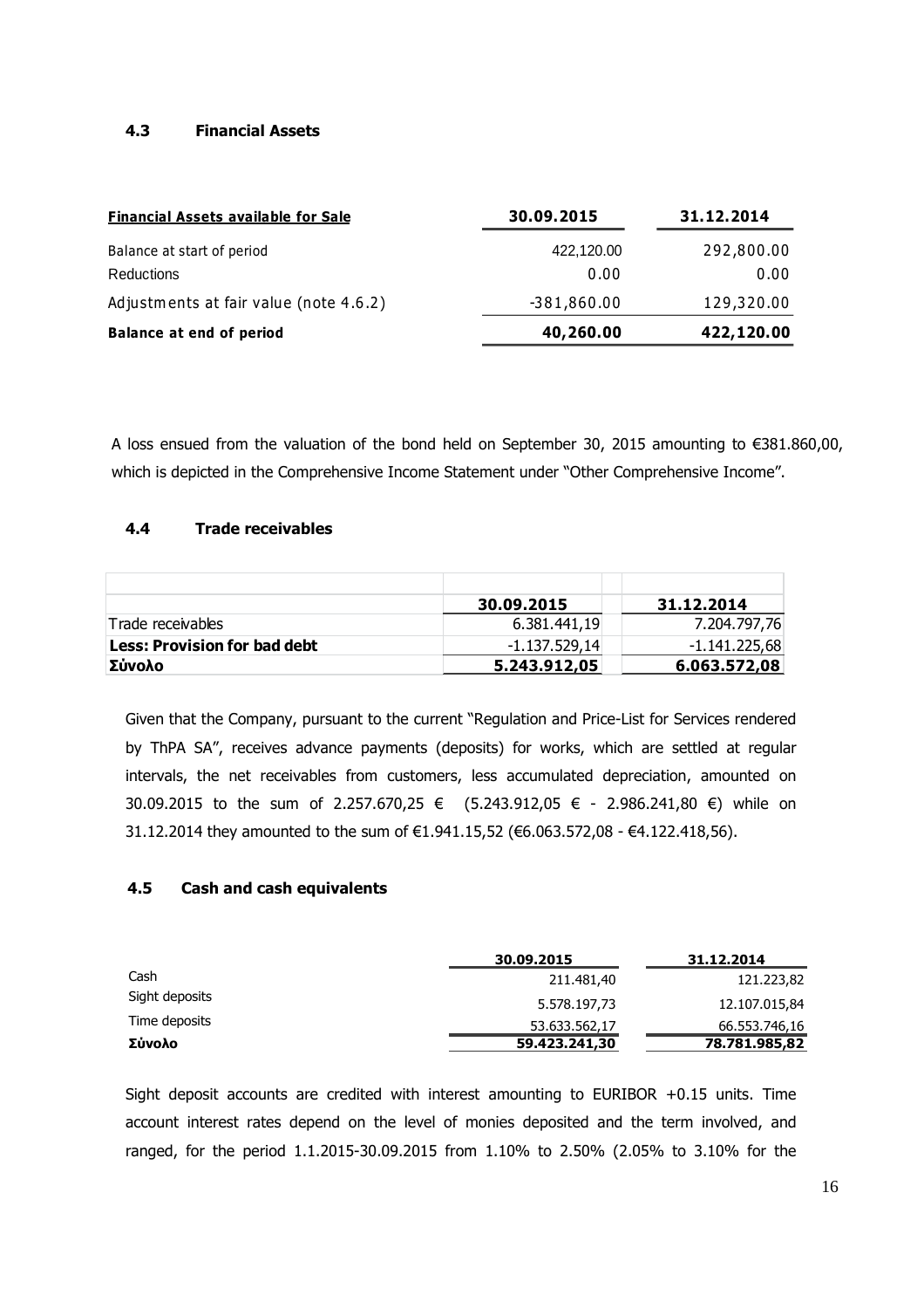### 4.3 Financial Assets

| Financial Assets available for Sale | 30.09.2015 | 31.12.2014 |
|---|---|---|
| Balance at start of period | 422,120.00 | 292,800.00 |
| Reductions | 0.00 | 0.00 |
| Adjustments at fair value (note 4.6.2) | -381,860.00 | 129,320.00 |
| **Balance at end of period** | **40,260.00** | **422,120.00** |

A loss ensued from the valuation of the bond held on September 30, 2015 amounting to €381.860,00, which is depicted in the Comprehensive Income Statement under "Other Comprehensive Income".

### 4.4 Trade receivables

| | 30.09.2015 | 31.12.2014 |
|---|---|---|
| Trade receivables | 6.381.441,19 | 7.204.797,76 |
| **Less: Provision for bad debt** | -1.137.529,14 | -1.141.225,68 |
| **Σύνολο** | **5.243.912,05** | **6.063.572,08** |

Given that the Company, pursuant to the current "Regulation and Price-List for Services rendered by ThPA SA", receives advance payments (deposits) for works, which are settled at regular intervals, the net receivables from customers, less accumulated depreciation, amounted on 30.09.2015 to the sum of 2.257.670,25 € (5.243.912,05 € - 2.986.241,80 €) while on 31.12.2014 they amounted to the sum of €1.941.15,52 (€6.063.572,08 - €4.122.418,56).

### 4.5 Cash and cash equivalents

| | 30.09.2015 | 31.12.2014 |
|---|---|---|
| Cash | 211.481,40 | 121.223,82 |
| Sight deposits | 5.578.197,73 | 12.107.015,84 |
| Time deposits | 53.633.562,17 | 66.553.746,16 |
| **Σύνολο** | **59.423.241,30** | **78.781.985,82** |

Sight deposit accounts are credited with interest amounting to EURIBOR +0.15 units. Time account interest rates depend on the level of monies deposited and the term involved, and ranged, for the period 1.1.2015-30.09.2015 from 1.10% to 2.50% (2.05% to 3.10% for the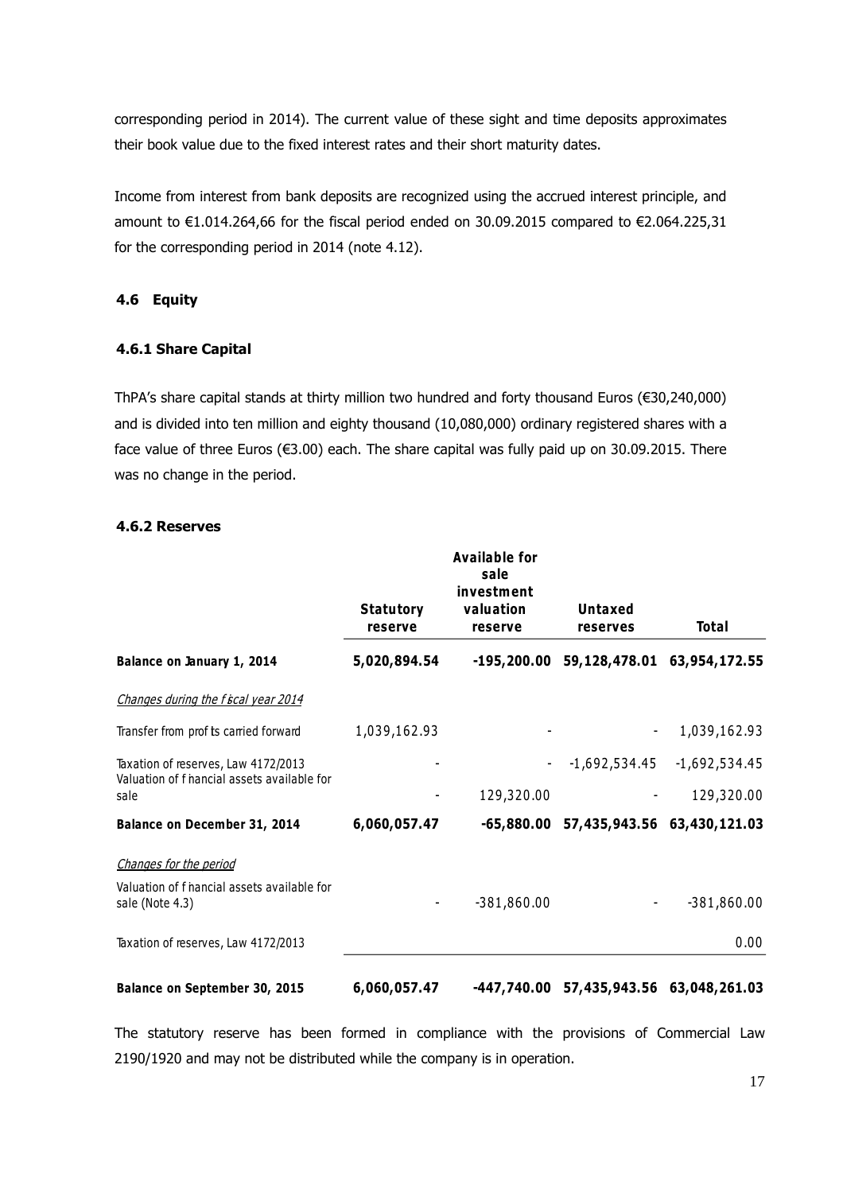corresponding period in 2014). The current value of these sight and time deposits approximates their book value due to the fixed interest rates and their short maturity dates.

Income from interest from bank deposits are recognized using the accrued interest principle, and amount to €1.014.264,66 for the fiscal period ended on 30.09.2015 compared to €2.064.225,31 for the corresponding period in 2014 (note 4.12).

### 4.6 Equity

#### 4.6.1 Share Capital

ThPA's share capital stands at thirty million two hundred and forty thousand Euros (€30,240,000) and is divided into ten million and eighty thousand (10,080,000) ordinary registered shares with a face value of three Euros (€3.00) each. The share capital was fully paid up on 30.09.2015. There was no change in the period.

#### 4.6.2 Reserves

| | Statutory reserve | Available for sale investment valuation reserve | Untaxed reserves | Total |
|---|---|---|---|---|
| **Balance on January 1, 2014** | **5,020,894.54** | **-195,200.00** | **59,128,478.01** | **63,954,172.55** |
| *Changes during the fiscal year 2014* | | | | |
| Transfer from profits carried forward | 1,039,162.93 | - | - | 1,039,162.93 |
| Taxation of reserves, Law 4172/2013 | - | - | -1,692,534.45 | -1,692,534.45 |
| Valuation of financial assets available for sale | - | 129,320.00 | - | 129,320.00 |
| **Balance on December 31, 2014** | **6,060,057.47** | **-65,880.00** | **57,435,943.56** | **63,430,121.03** |
| *Changes for the period* | | | | |
| Valuation of financial assets available for sale (Note 4.3) | - | -381,860.00 | - | -381,860.00 |
| Taxation of reserves, Law 4172/2013 | | | | 0.00 |
| **Balance on September 30, 2015** | **6,060,057.47** | **-447,740.00** | **57,435,943.56** | **63,048,261.03** |

The statutory reserve has been formed in compliance with the provisions of Commercial Law 2190/1920 and may not be distributed while the company is in operation.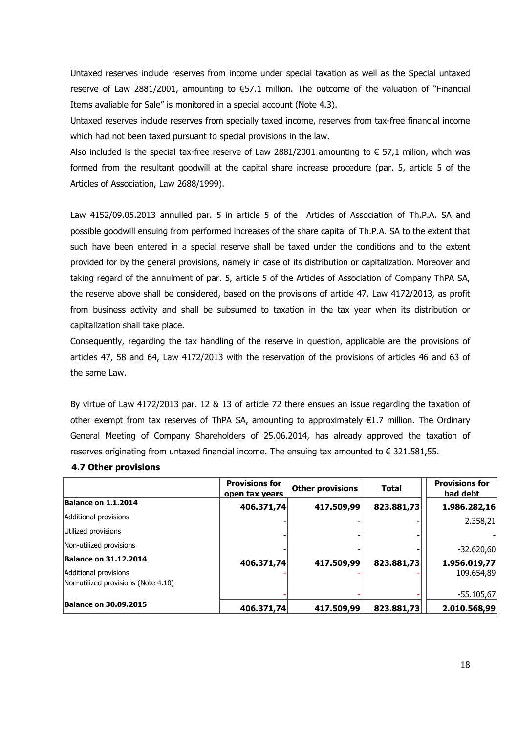Untaxed reserves include reserves from income under special taxation as well as the Special untaxed reserve of Law 2881/2001, amounting to €57.1 million. The outcome of the valuation of "Financial Items avaliable for Sale" is monitored in a special account (Note 4.3).

Untaxed reserves include reserves from specially taxed income, reserves from tax-free financial income which had not been taxed pursuant to special provisions in the law.

Also included is the special tax-free reserve of Law 2881/2001 amounting to € 57,1 milion, whch was formed from the resultant goodwill at the capital share increase procedure (par. 5, article 5 of the Articles of Association, Law 2688/1999).

Law 4152/09.05.2013 annulled par. 5 in article 5 of the Articles of Association of Th.P.A. SA and possible goodwill ensuing from performed increases of the share capital of Th.P.A. SA to the extent that such have been entered in a special reserve shall be taxed under the conditions and to the extent provided for by the general provisions, namely in case of its distribution or capitalization. Moreover and taking regard of the annulment of par. 5, article 5 of the Articles of Association of Company ThPA SA, the reserve above shall be considered, based on the provisions of article 47, Law 4172/2013, as profit from business activity and shall be subsumed to taxation in the tax year when its distribution or capitalization shall take place.

Consequently, regarding the tax handling of the reserve in question, applicable are the provisions of articles 47, 58 and 64, Law 4172/2013 with the reservation of the provisions of articles 46 and 63 of the same Law.

By virtue of Law 4172/2013 par. 12 & 13 of article 72 there ensues an issue regarding the taxation of other exempt from tax reserves of ThPA SA, amounting to approximately €1.7 million. The Ordinary General Meeting of Company Shareholders of 25.06.2014, has already approved the taxation of reserves originating from untaxed financial income. The ensuing tax amounted to € 321.581,55.

### 4.7 Other provisions

| | Provisions for open tax years | Other provisions | Total | Provisions for bad debt |
|---|---|---|---|---|
| **Balance on 1.1.2014** | **406.371,74** | **417.509,99** | **823.881,73** | **1.986.282,16** |
| Additional provisions | - | - | - | 2.358,21 |
| Utilized provisions | - | - | - | - |
| Non-utilized provisions | - | - | - | -32.620,60 |
| **Balance on 31.12.2014** | **406.371,74** | **417.509,99** | **823.881,73** | **1.956.019,77** |
| Additional provisions | - | - | - | 109.654,89 |
| Non-utilized provisions (Note 4.10) | - | - | - | -55.105,67 |
| **Balance on 30.09.2015** | **406.371,74** | **417.509,99** | **823.881,73** | **2.010.568,99** |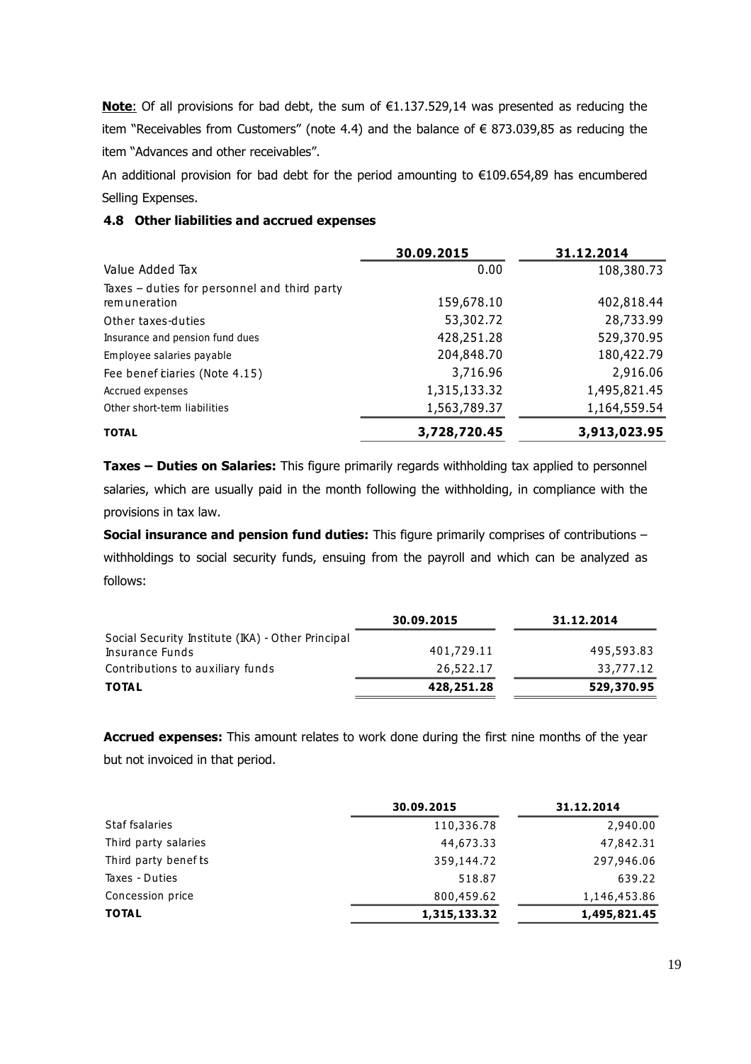**Note**: Of all provisions for bad debt, the sum of €1.137.529,14 was presented as reducing the item "Receivables from Customers" (note 4.4) and the balance of € 873.039,85 as reducing the item "Advances and other receivables".

An additional provision for bad debt for the period amounting to €109.654,89 has encumbered Selling Expenses.

### 4.8 Other liabilities and accrued expenses

| | 30.09.2015 | 31.12.2014 |
|---|---|---|
| Value Added Tax | 0.00 | 108,380.73 |
| Taxes – duties for personnel and third party remuneration | 159,678.10 | 402,818.44 |
| Other taxes-duties | 53,302.72 | 28,733.99 |
| Insurance and pension fund dues | 428,251.28 | 529,370.95 |
| Employee salaries payable | 204,848.70 | 180,422.79 |
| Fee beneficiaries (Note 4.15) | 3,716.96 | 2,916.06 |
| Accrued expenses | 1,315,133.32 | 1,495,821.45 |
| Other short-term liabilities | 1,563,789.37 | 1,164,559.54 |
| **TOTAL** | **3,728,720.45** | **3,913,023.95** |

**Taxes – Duties on Salaries:** This figure primarily regards withholding tax applied to personnel salaries, which are usually paid in the month following the withholding, in compliance with the provisions in tax law.

**Social insurance and pension fund duties:** This figure primarily comprises of contributions – withholdings to social security funds, ensuing from the payroll and which can be analyzed as follows:

| | 30.09.2015 | 31.12.2014 |
|---|---|---|
| Social Security Institute (IKA) - Other Principal Insurance Funds | 401,729.11 | 495,593.83 |
| Contributions to auxiliary funds | 26,522.17 | 33,777.12 |
| **TOTAL** | **428,251.28** | **529,370.95** |

**Accrued expenses:** This amount relates to work done during the first nine months of the year but not invoiced in that period.

| | 30.09.2015 | 31.12.2014 |
|---|---|---|
| Staff salaries | 110,336.78 | 2,940.00 |
| Third party salaries | 44,673.33 | 47,842.31 |
| Third party benefits | 359,144.72 | 297,946.06 |
| Taxes - Duties | 518.87 | 639.22 |
| Concession price | 800,459.62 | 1,146,453.86 |
| **TOTAL** | **1,315,133.32** | **1,495,821.45** |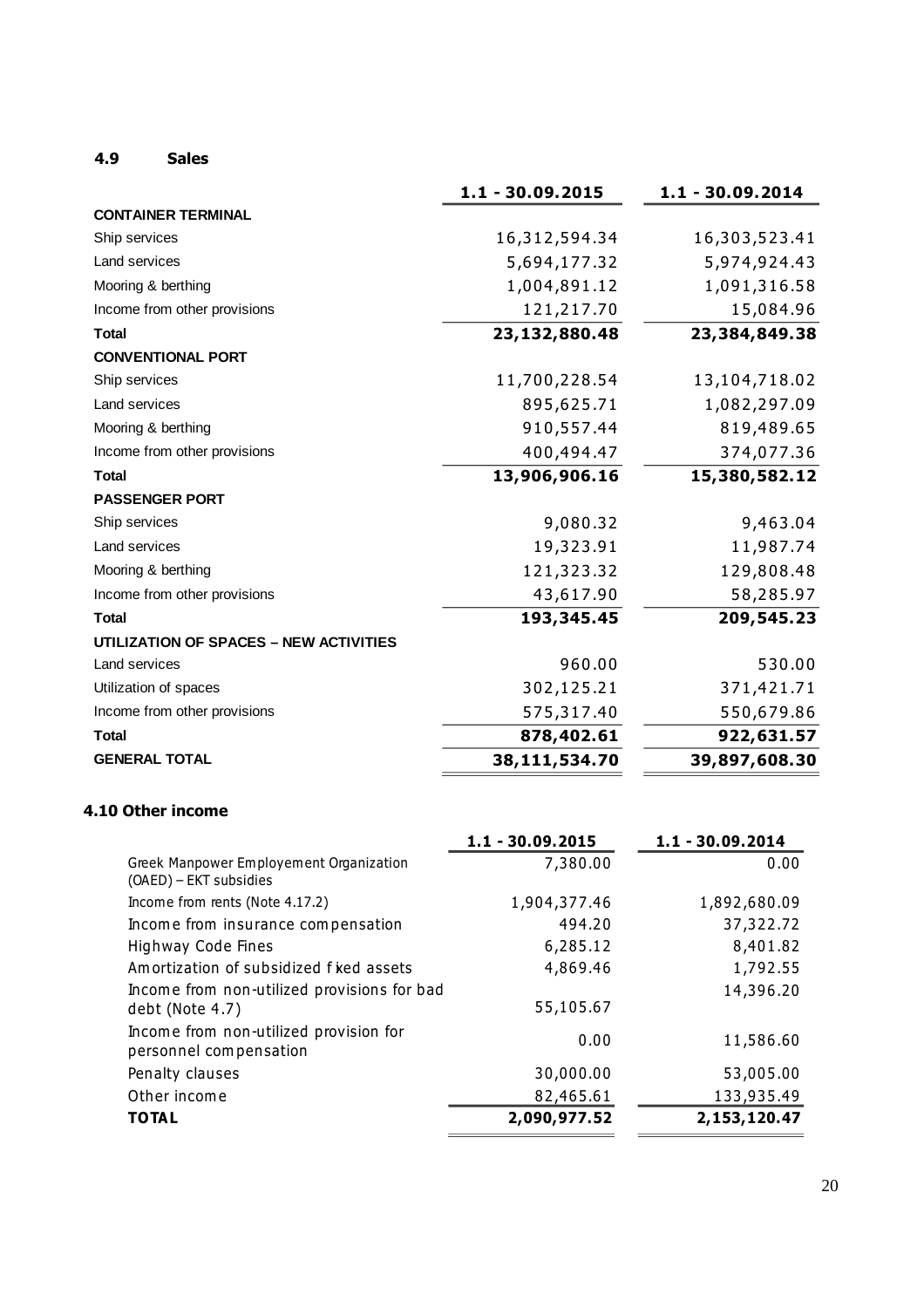### 4.9 Sales

| | 1.1 - 30.09.2015 | 1.1 - 30.09.2014 |
|---|---|---|
| **CONTAINER TERMINAL** | | |
| Ship services | 16,312,594.34 | 16,303,523.41 |
| Land services | 5,694,177.32 | 5,974,924.43 |
| Mooring & berthing | 1,004,891.12 | 1,091,316.58 |
| Income from other provisions | 121,217.70 | 15,084.96 |
| **Total** | **23,132,880.48** | **23,384,849.38** |
| **CONVENTIONAL PORT** | | |
| Ship services | 11,700,228.54 | 13,104,718.02 |
| Land services | 895,625.71 | 1,082,297.09 |
| Mooring & berthing | 910,557.44 | 819,489.65 |
| Income from other provisions | 400,494.47 | 374,077.36 |
| **Total** | **13,906,906.16** | **15,380,582.12** |
| **PASSENGER PORT** | | |
| Ship services | 9,080.32 | 9,463.04 |
| Land services | 19,323.91 | 11,987.74 |
| Mooring & berthing | 121,323.32 | 129,808.48 |
| Income from other provisions | 43,617.90 | 58,285.97 |
| **Total** | **193,345.45** | **209,545.23** |
| **UTILIZATION OF SPACES – NEW ACTIVITIES** | | |
| Land services | 960.00 | 530.00 |
| Utilization of spaces | 302,125.21 | 371,421.71 |
| Income from other provisions | 575,317.40 | 550,679.86 |
| **Total** | **878,402.61** | **922,631.57** |
| **GENERAL TOTAL** | **38,111,534.70** | **39,897,608.30** |

### 4.10 Other income

| | 1.1 - 30.09.2015 | 1.1 - 30.09.2014 |
|---|---|---|
| Greek Manpower Employement Organization (OAED) – EKT subsidies | 7,380.00 | 0.00 |
| Income from rents (Note 4.17.2) | 1,904,377.46 | 1,892,680.09 |
| Income from insurance compensation | 494.20 | 37,322.72 |
| Highway Code Fines | 6,285.12 | 8,401.82 |
| Amortization of subsidized fixed assets | 4,869.46 | 1,792.55 |
| Income from non-utilized provisions for bad debt (Note 4.7) | 55,105.67 | 14,396.20 |
| Income from non-utilized provision for personnel compensation | 0.00 | 11,586.60 |
| Penalty clauses | 30,000.00 | 53,005.00 |
| Other income | 82,465.61 | 133,935.49 |
| **TOTAL** | **2,090,977.52** | **2,153,120.47** |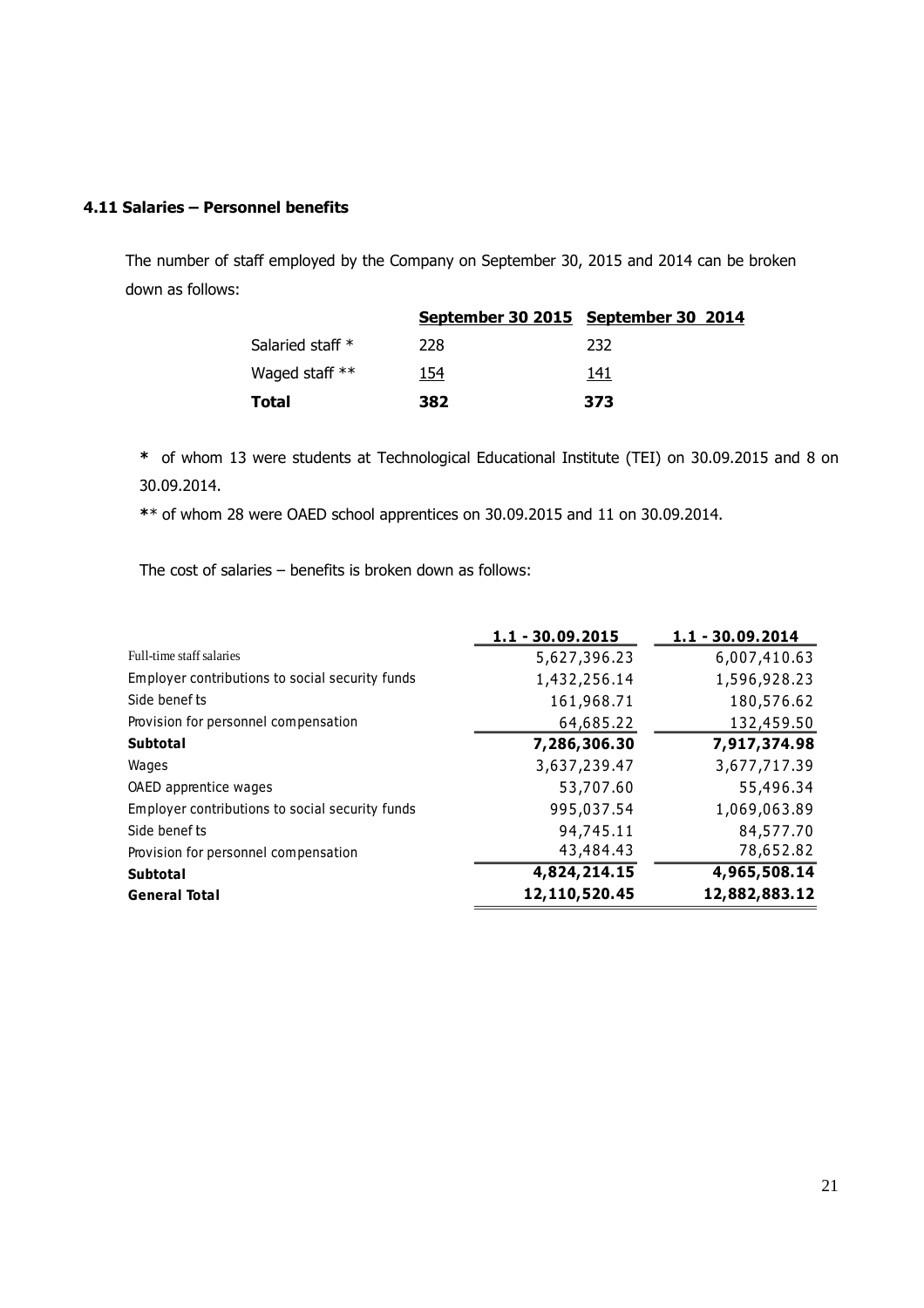### 4.11 Salaries – Personnel benefits

The number of staff employed by the Company on September 30, 2015 and 2014 can be broken down as follows:

| | September 30 2015 | September 30 2014 |
|---|---|---|
| Salaried staff * | 228 | 232 |
| Waged staff ** | 154 | 141 |
| **Total** | **382** | **373** |

**\*** of whom 13 were students at Technological Educational Institute (TEI) on 30.09.2015 and 8 on 30.09.2014.

**\*\*** of whom 28 were OAED school apprentices on 30.09.2015 and 11 on 30.09.2014.

The cost of salaries – benefits is broken down as follows:

| | 1.1 - 30.09.2015 | 1.1 - 30.09.2014 |
|---|---|---|
| Full-time staff salaries | 5,627,396.23 | 6,007,410.63 |
| Employer contributions to social security funds | 1,432,256.14 | 1,596,928.23 |
| Side benefts | 161,968.71 | 180,576.62 |
| Provision for personnel compensation | 64,685.22 | 132,459.50 |
| **Subtotal** | **7,286,306.30** | **7,917,374.98** |
| Wages | 3,637,239.47 | 3,677,717.39 |
| OAED apprentice wages | 53,707.60 | 55,496.34 |
| Employer contributions to social security funds | 995,037.54 | 1,069,063.89 |
| Side benefts | 94,745.11 | 84,577.70 |
| Provision for personnel compensation | 43,484.43 | 78,652.82 |
| **Subtotal** | **4,824,214.15** | **4,965,508.14** |
| **General Total** | **12,110,520.45** | **12,882,883.12** |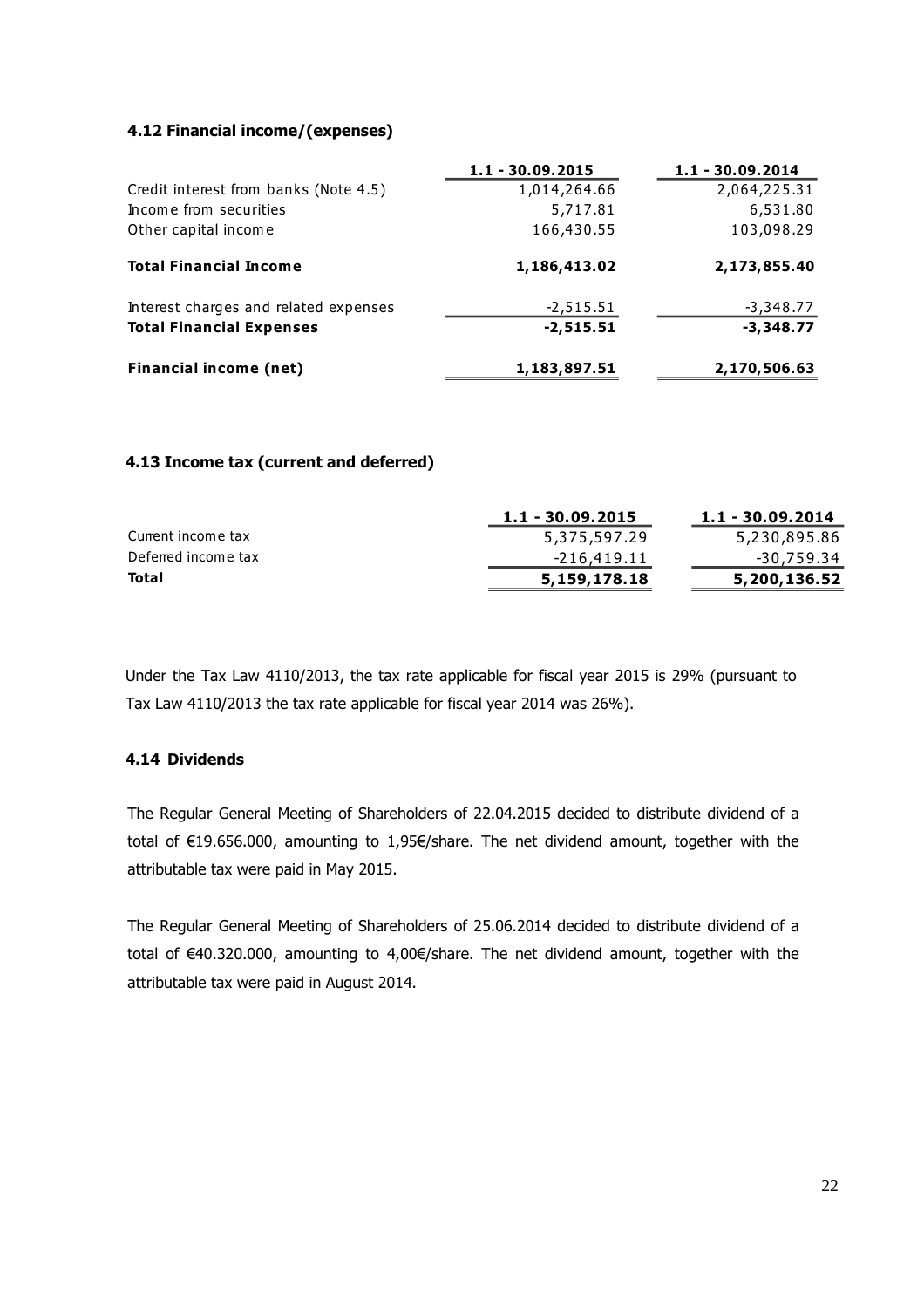### 4.12 Financial income/(expenses)

| | 1.1 - 30.09.2015 | 1.1 - 30.09.2014 |
|---|---|---|
| Credit interest from banks (Note 4.5) | 1,014,264.66 | 2,064,225.31 |
| Income from securities | 5,717.81 | 6,531.80 |
| Other capital income | 166,430.55 | 103,098.29 |
| **Total Financial Income** | **1,186,413.02** | **2,173,855.40** |
| Interest charges and related expenses | -2,515.51 | -3,348.77 |
| **Total Financial Expenses** | **-2,515.51** | **-3,348.77** |
| **Financial income (net)** | **1,183,897.51** | **2,170,506.63** |

### 4.13 Income tax (current and deferred)

| | 1.1 - 30.09.2015 | 1.1 - 30.09.2014 |
|---|---|---|
| Current income tax | 5,375,597.29 | 5,230,895.86 |
| Deferred income tax | -216,419.11 | -30,759.34 |
| **Total** | **5,159,178.18** | **5,200,136.52** |

Under the Tax Law 4110/2013, the tax rate applicable for fiscal year 2015 is 29% (pursuant to Tax Law 4110/2013 the tax rate applicable for fiscal year 2014 was 26%).

### 4.14 Dividends

The Regular General Meeting of Shareholders of 22.04.2015 decided to distribute dividend of a total of €19.656.000, amounting to 1,95€/share. The net dividend amount, together with the attributable tax were paid in May 2015.

The Regular General Meeting of Shareholders of 25.06.2014 decided to distribute dividend of a total of €40.320.000, amounting to 4,00€/share. The net dividend amount, together with the attributable tax were paid in August 2014.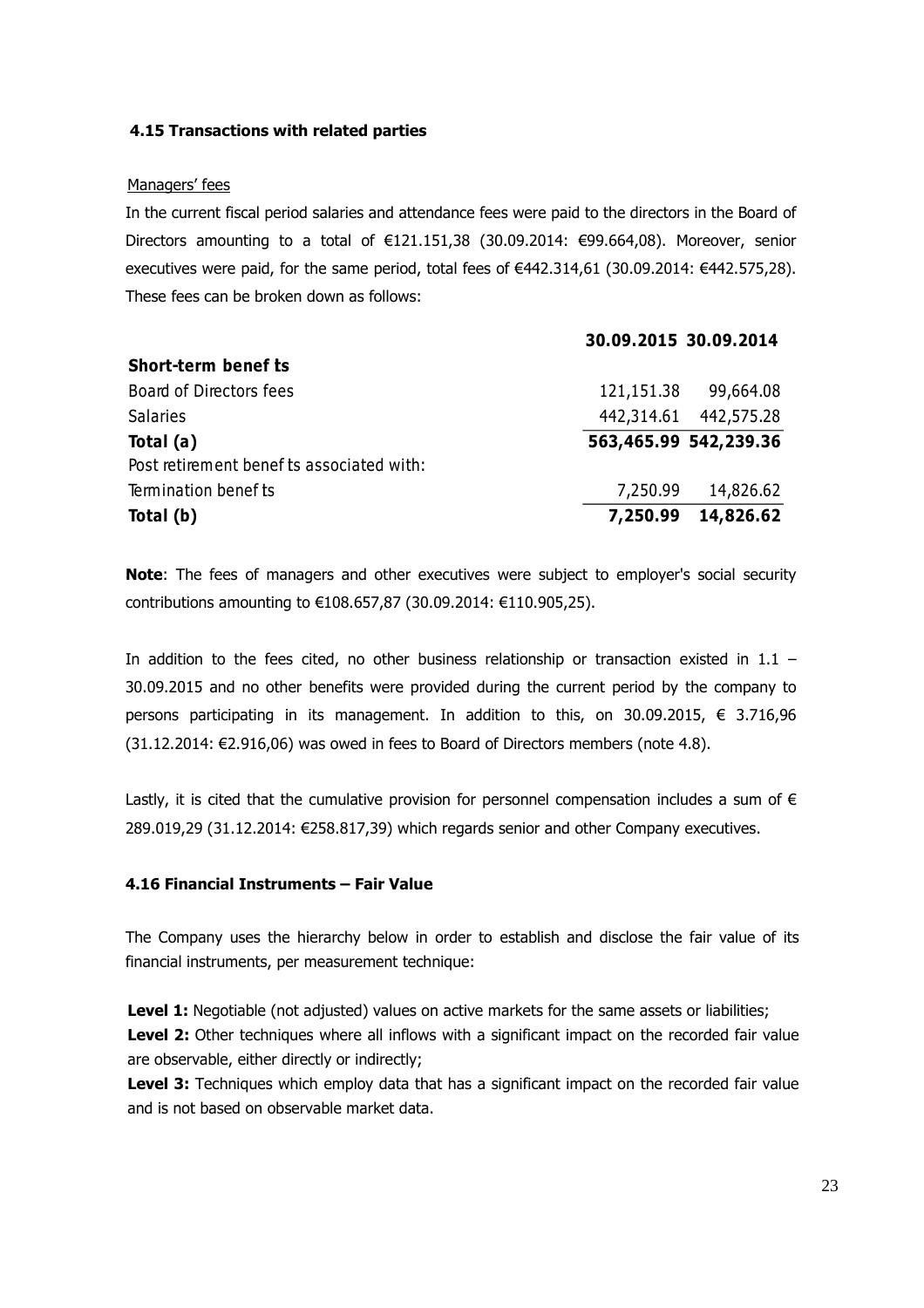### 4.15 Transactions with related parties

Managers' fees

In the current fiscal period salaries and attendance fees were paid to the directors in the Board of Directors amounting to a total of €121.151,38 (30.09.2014: €99.664,08). Moreover, senior executives were paid, for the same period, total fees of €442.314,61 (30.09.2014: €442.575,28). These fees can be broken down as follows:

| | 30.09.2015 | 30.09.2014 |
|---|---|---|
| **Short-term benefits** | | |
| Board of Directors fees | 121,151.38 | 99,664.08 |
| Salaries | 442,314.61 | 442,575.28 |
| **Total (a)** | **563,465.99** | **542,239.36** |
| Post retirement benefits associated with: | | |
| Termination benefits | 7,250.99 | 14,826.62 |
| **Total (b)** | **7,250.99** | **14,826.62** |

**Note**: The fees of managers and other executives were subject to employer's social security contributions amounting to €108.657,87 (30.09.2014: €110.905,25).

In addition to the fees cited, no other business relationship or transaction existed in 1.1 – 30.09.2015 and no other benefits were provided during the current period by the company to persons participating in its management. In addition to this, on 30.09.2015, € 3.716,96 (31.12.2014: €2.916,06) was owed in fees to Board of Directors members (note 4.8).

Lastly, it is cited that the cumulative provision for personnel compensation includes a sum of € 289.019,29 (31.12.2014: €258.817,39) which regards senior and other Company executives.

### 4.16 Financial Instruments – Fair Value

The Company uses the hierarchy below in order to establish and disclose the fair value of its financial instruments, per measurement technique:

**Level 1:** Negotiable (not adjusted) values on active markets for the same assets or liabilities;

**Level 2:** Other techniques where all inflows with a significant impact on the recorded fair value are observable, either directly or indirectly;

**Level 3:** Techniques which employ data that has a significant impact on the recorded fair value and is not based on observable market data.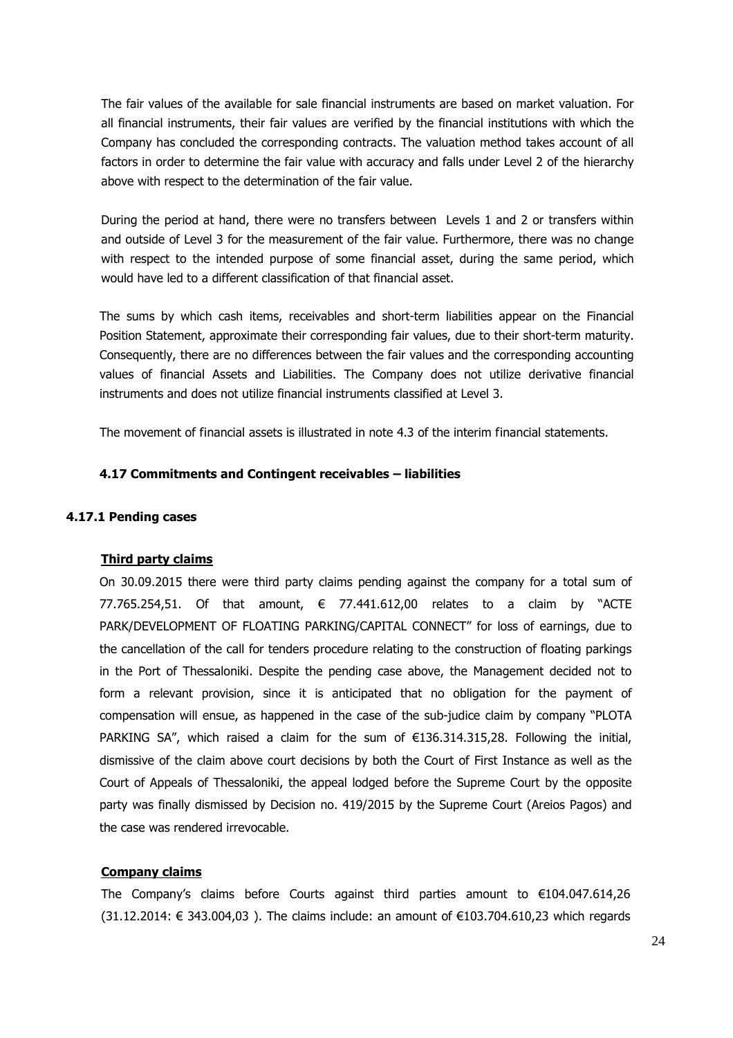The fair values of the available for sale financial instruments are based on market valuation. For all financial instruments, their fair values are verified by the financial institutions with which the Company has concluded the corresponding contracts. The valuation method takes account of all factors in order to determine the fair value with accuracy and falls under Level 2 of the hierarchy above with respect to the determination of the fair value.

During the period at hand, there were no transfers between Levels 1 and 2 or transfers within and outside of Level 3 for the measurement of the fair value. Furthermore, there was no change with respect to the intended purpose of some financial asset, during the same period, which would have led to a different classification of that financial asset.

The sums by which cash items, receivables and short-term liabilities appear on the Financial Position Statement, approximate their corresponding fair values, due to their short-term maturity. Consequently, there are no differences between the fair values and the corresponding accounting values of financial Assets and Liabilities. The Company does not utilize derivative financial instruments and does not utilize financial instruments classified at Level 3.

The movement of financial assets is illustrated in note 4.3 of the interim financial statements.

### 4.17 Commitments and Contingent receivables – liabilities

#### 4.17.1 Pending cases

**Third party claims**

On 30.09.2015 there were third party claims pending against the company for a total sum of 77.765.254,51. Of that amount, € 77.441.612,00 relates to a claim by "ACTE PARK/DEVELOPMENT OF FLOATING PARKING/CAPITAL CONNECT" for loss of earnings, due to the cancellation of the call for tenders procedure relating to the construction of floating parkings in the Port of Thessaloniki. Despite the pending case above, the Management decided not to form a relevant provision, since it is anticipated that no obligation for the payment of compensation will ensue, as happened in the case of the sub-judice claim by company "PLOTA PARKING SA", which raised a claim for the sum of €136.314.315,28. Following the initial, dismissive of the claim above court decisions by both the Court of First Instance as well as the Court of Appeals of Thessaloniki, the appeal lodged before the Supreme Court by the opposite party was finally dismissed by Decision no. 419/2015 by the Supreme Court (Areios Pagos) and the case was rendered irrevocable.

**Company claims**

The Company's claims before Courts against third parties amount to €104.047.614,26 (31.12.2014: € 343.004,03 ). The claims include: an amount of €103.704.610,23 which regards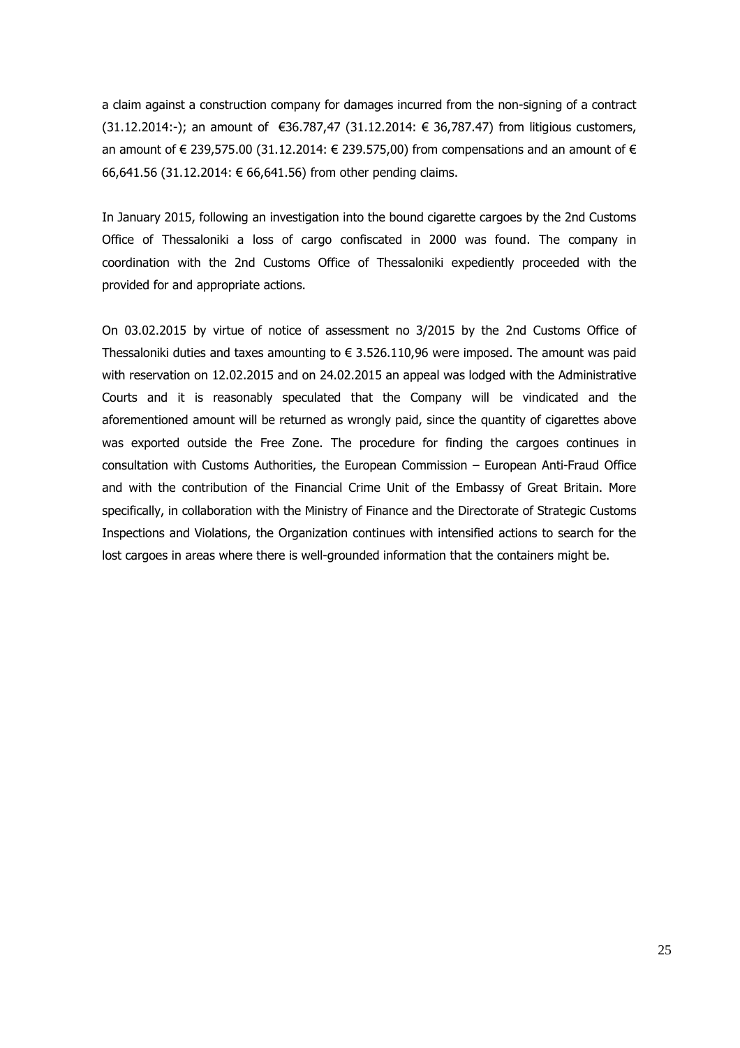a claim against a construction company for damages incurred from the non-signing of a contract (31.12.2014:-); an amount of €36.787,47 (31.12.2014: € 36,787.47) from litigious customers, an amount of € 239,575.00 (31.12.2014: € 239.575,00) from compensations and an amount of € 66,641.56 (31.12.2014: € 66,641.56) from other pending claims.

In January 2015, following an investigation into the bound cigarette cargoes by the 2nd Customs Office of Thessaloniki a loss of cargo confiscated in 2000 was found. The company in coordination with the 2nd Customs Office of Thessaloniki expediently proceeded with the provided for and appropriate actions.

On 03.02.2015 by virtue of notice of assessment no 3/2015 by the 2nd Customs Office of Thessaloniki duties and taxes amounting to € 3.526.110,96 were imposed. The amount was paid with reservation on 12.02.2015 and on 24.02.2015 an appeal was lodged with the Administrative Courts and it is reasonably speculated that the Company will be vindicated and the aforementioned amount will be returned as wrongly paid, since the quantity of cigarettes above was exported outside the Free Zone. The procedure for finding the cargoes continues in consultation with Customs Authorities, the European Commission – European Anti-Fraud Office and with the contribution of the Financial Crime Unit of the Embassy of Great Britain. More specifically, in collaboration with the Ministry of Finance and the Directorate of Strategic Customs Inspections and Violations, the Organization continues with intensified actions to search for the lost cargoes in areas where there is well-grounded information that the containers might be.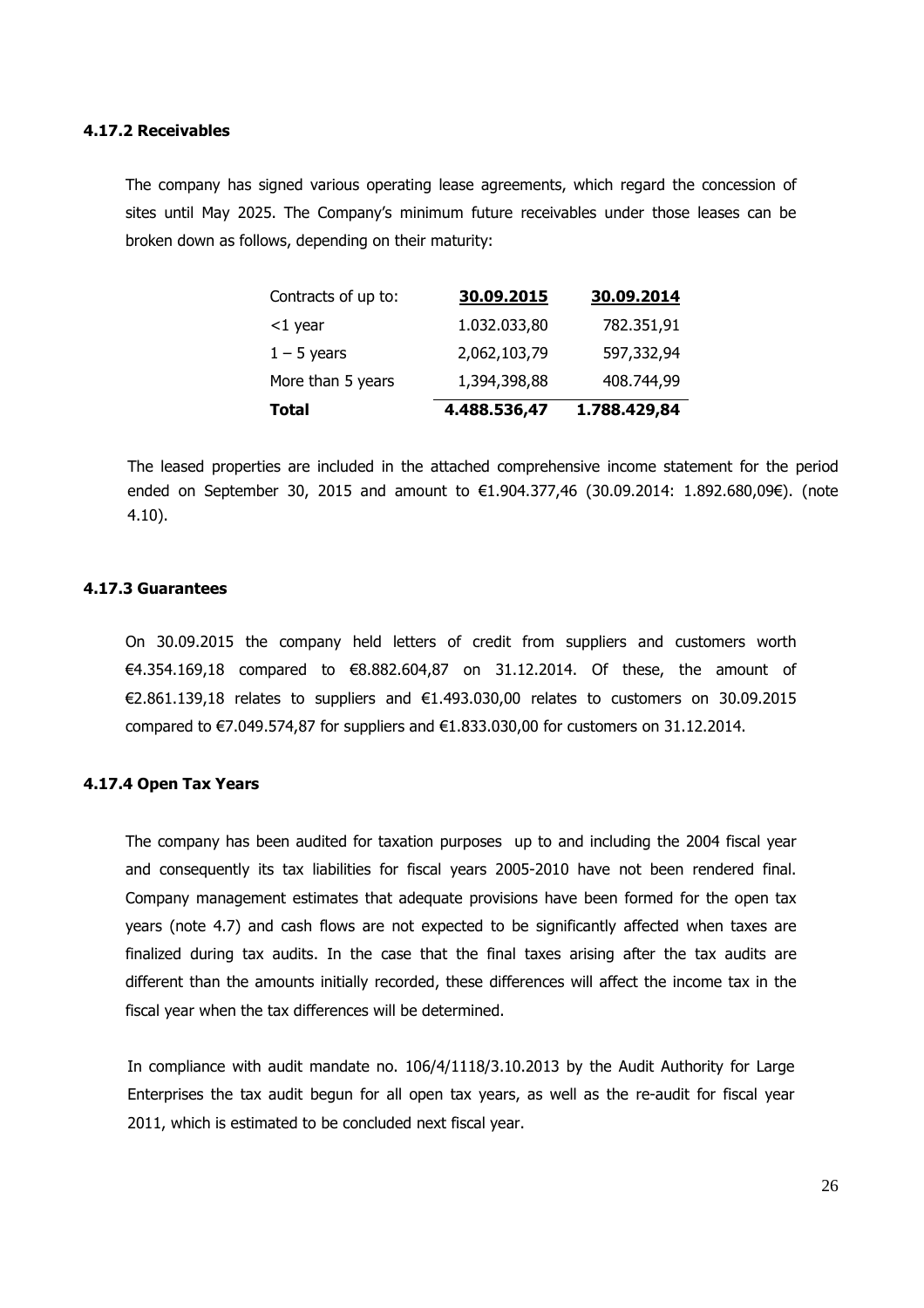### 4.17.2 Receivables

The company has signed various operating lease agreements, which regard the concession of sites until May 2025. The Company's minimum future receivables under those leases can be broken down as follows, depending on their maturity:

| Contracts of up to: | **30.09.2015** | **30.09.2014** |
|---|---|---|
| <1 year | 1.032.033,80 | 782.351,91 |
| 1 – 5 years | 2,062,103,79 | 597,332,94 |
| More than 5 years | 1,394,398,88 | 408.744,99 |
| **Total** | **4.488.536,47** | **1.788.429,84** |

The leased properties are included in the attached comprehensive income statement for the period ended on September 30, 2015 and amount to €1.904.377,46 (30.09.2014: 1.892.680,09€). (note 4.10).

### 4.17.3 Guarantees

On 30.09.2015 the company held letters of credit from suppliers and customers worth €4.354.169,18 compared to €8.882.604,87 on 31.12.2014. Of these, the amount of €2.861.139,18 relates to suppliers and €1.493.030,00 relates to customers on 30.09.2015 compared to €7.049.574,87 for suppliers and €1.833.030,00 for customers on 31.12.2014.

### 4.17.4 Open Tax Years

The company has been audited for taxation purposes up to and including the 2004 fiscal year and consequently its tax liabilities for fiscal years 2005-2010 have not been rendered final. Company management estimates that adequate provisions have been formed for the open tax years (note 4.7) and cash flows are not expected to be significantly affected when taxes are finalized during tax audits. In the case that the final taxes arising after the tax audits are different than the amounts initially recorded, these differences will affect the income tax in the fiscal year when the tax differences will be determined.

In compliance with audit mandate no. 106/4/1118/3.10.2013 by the Audit Authority for Large Enterprises the tax audit begun for all open tax years, as well as the re-audit for fiscal year 2011, which is estimated to be concluded next fiscal year.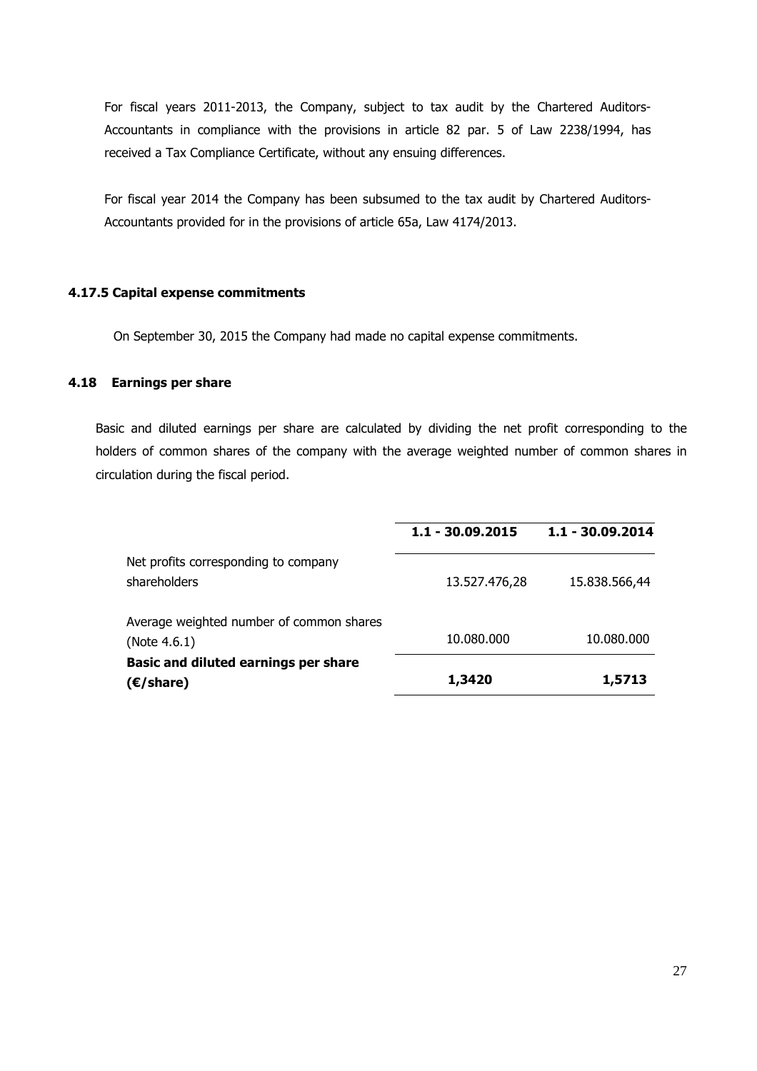For fiscal years 2011-2013, the Company, subject to tax audit by the Chartered Auditors-Accountants in compliance with the provisions in article 82 par. 5 of Law 2238/1994, has received a Tax Compliance Certificate, without any ensuing differences.

For fiscal year 2014 the Company has been subsumed to the tax audit by Chartered Auditors-Accountants provided for in the provisions of article 65a, Law 4174/2013.

### 4.17.5 Capital expense commitments

On September 30, 2015 the Company had made no capital expense commitments.

### 4.18 Earnings per share

Basic and diluted earnings per share are calculated by dividing the net profit corresponding to the holders of common shares of the company with the average weighted number of common shares in circulation during the fiscal period.

| | **1.1 - 30.09.2015** | **1.1 - 30.09.2014** |
|---|---|---|
| Net profits corresponding to company shareholders | 13.527.476,28 | 15.838.566,44 |
| Average weighted number of common shares (Note 4.6.1) | 10.080.000 | 10.080.000 |
| **Basic and diluted earnings per share (€/share)** | **1,3420** | **1,5713** |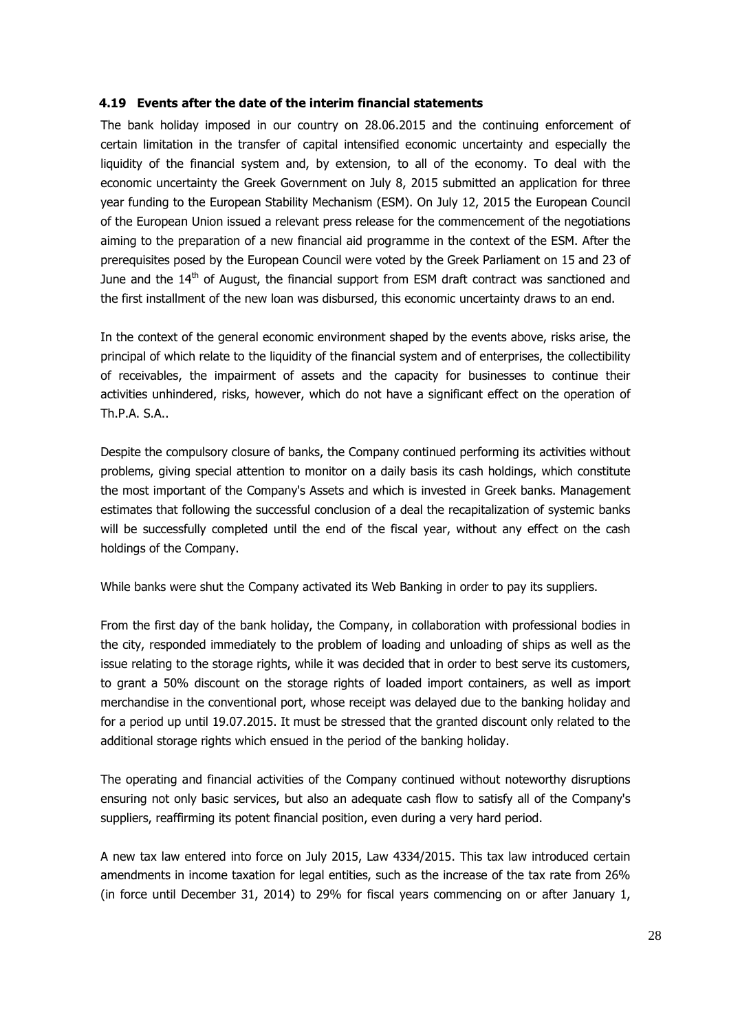### 4.19 Events after the date of the interim financial statements

The bank holiday imposed in our country on 28.06.2015 and the continuing enforcement of certain limitation in the transfer of capital intensified economic uncertainty and especially the liquidity of the financial system and, by extension, to all of the economy. To deal with the economic uncertainty the Greek Government on July 8, 2015 submitted an application for three year funding to the European Stability Mechanism (ESM). On July 12, 2015 the European Council of the European Union issued a relevant press release for the commencement of the negotiations aiming to the preparation of a new financial aid programme in the context of the ESM. After the prerequisites posed by the European Council were voted by the Greek Parliament on 15 and 23 of June and the 14th of August, the financial support from ESM draft contract was sanctioned and the first installment of the new loan was disbursed, this economic uncertainty draws to an end.

In the context of the general economic environment shaped by the events above, risks arise, the principal of which relate to the liquidity of the financial system and of enterprises, the collectibility of receivables, the impairment of assets and the capacity for businesses to continue their activities unhindered, risks, however, which do not have a significant effect on the operation of Th.P.A. S.A..

Despite the compulsory closure of banks, the Company continued performing its activities without problems, giving special attention to monitor on a daily basis its cash holdings, which constitute the most important of the Company's Assets and which is invested in Greek banks. Management estimates that following the successful conclusion of a deal the recapitalization of systemic banks will be successfully completed until the end of the fiscal year, without any effect on the cash holdings of the Company.

While banks were shut the Company activated its Web Banking in order to pay its suppliers.

From the first day of the bank holiday, the Company, in collaboration with professional bodies in the city, responded immediately to the problem of loading and unloading of ships as well as the issue relating to the storage rights, while it was decided that in order to best serve its customers, to grant a 50% discount on the storage rights of loaded import containers, as well as import merchandise in the conventional port, whose receipt was delayed due to the banking holiday and for a period up until 19.07.2015. It must be stressed that the granted discount only related to the additional storage rights which ensued in the period of the banking holiday.

The operating and financial activities of the Company continued without noteworthy disruptions ensuring not only basic services, but also an adequate cash flow to satisfy all of the Company's suppliers, reaffirming its potent financial position, even during a very hard period.

A new tax law entered into force on July 2015, Law 4334/2015. This tax law introduced certain amendments in income taxation for legal entities, such as the increase of the tax rate from 26% (in force until December 31, 2014) to 29% for fiscal years commencing on or after January 1,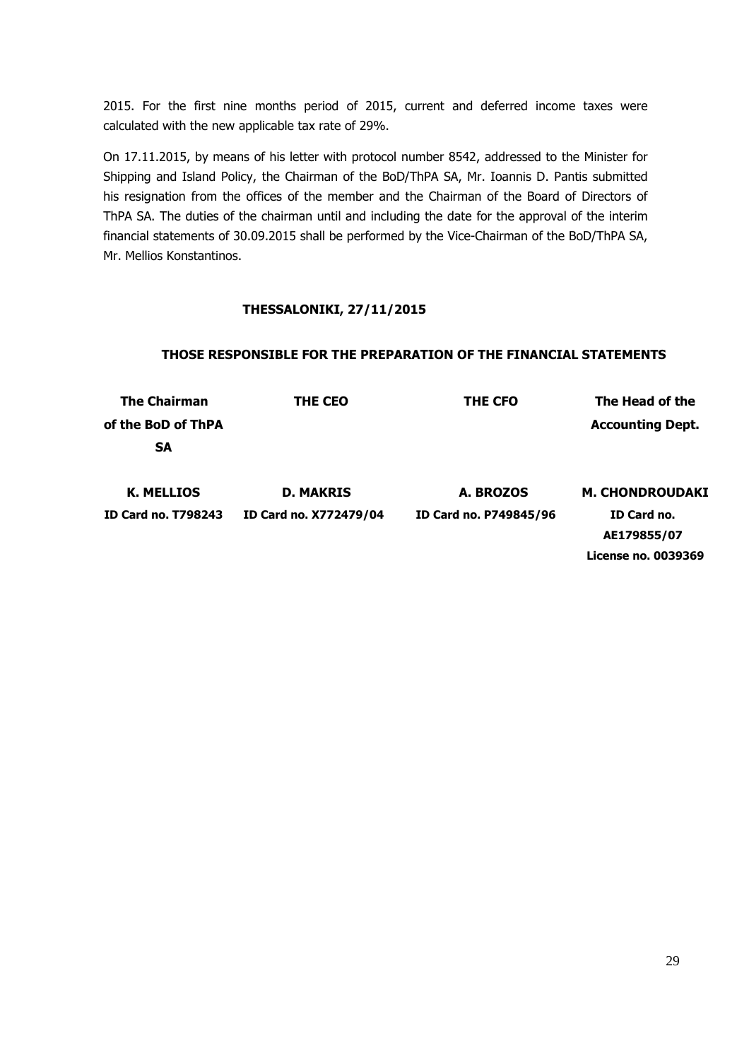2015. For the first nine months period of 2015, current and deferred income taxes were calculated with the new applicable tax rate of 29%.

On 17.11.2015, by means of his letter with protocol number 8542, addressed to the Minister for Shipping and Island Policy, the Chairman of the BoD/ThPA SA, Mr. Ioannis D. Pantis submitted his resignation from the offices of the member and the Chairman of the Board of Directors of ThPA SA. The duties of the chairman until and including the date for the approval of the interim financial statements of 30.09.2015 shall be performed by the Vice-Chairman of the BoD/ThPA SA, Mr. Mellios Konstantinos.

**THESSALONIKI, 27/11/2015**

**THOSE RESPONSIBLE FOR THE PREPARATION OF THE FINANCIAL STATEMENTS**

| The Chairman of the BoD of ThPA SA | THE CEO | THE CFO | The Head of the Accounting Dept. |
|---|---|---|---|
| **K. MELLIOS** | **D. MAKRIS** | **A. BROZOS** | **M. CHONDROUDAKI** |
| **ID Card no. T798243** | **ID Card no. X772479/04** | **ID Card no. P749845/96** | **ID Card no. AE179855/07** |
| | | | **License no. 0039369** |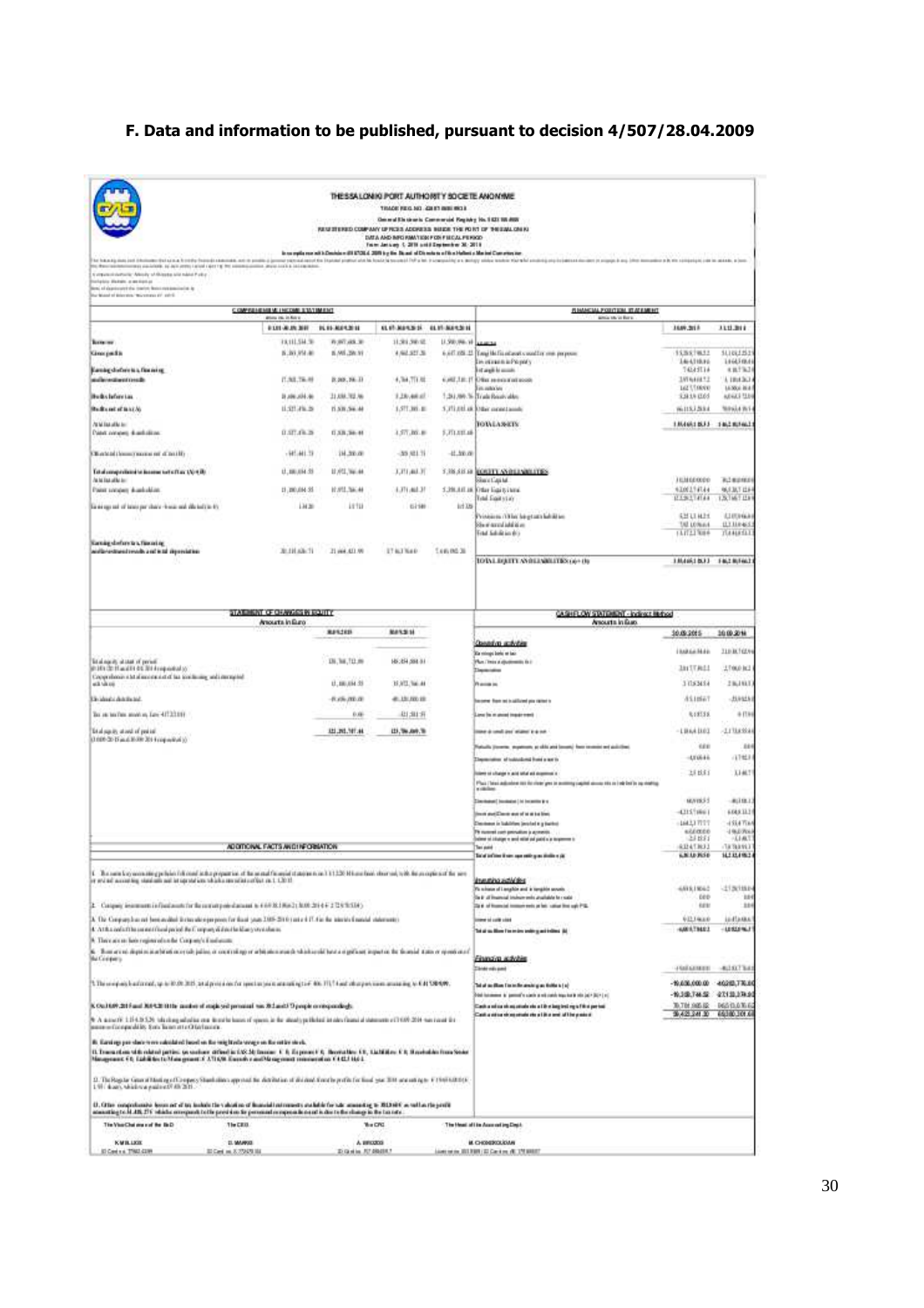## F. Data and information to be published, pursuant to decision 4/507/28.04.2009

**THESSALONIKI PORT AUTHORITY SOCIETE ANONYME**

DATA AND INFORMATION FOR FISCAL PERIOD

**COMPREHENSIVE INCOME STATEMENT**

**FINANCIAL POSITION STATEMENT**

**STATEMENT OF CHANGES IN EQUITY**

Amounts in Euro

**CASH FLOW STATEMENT - Indirect Method**

Amounts in Euro

**ADDITIONAL FACTS AND INFORMATION**